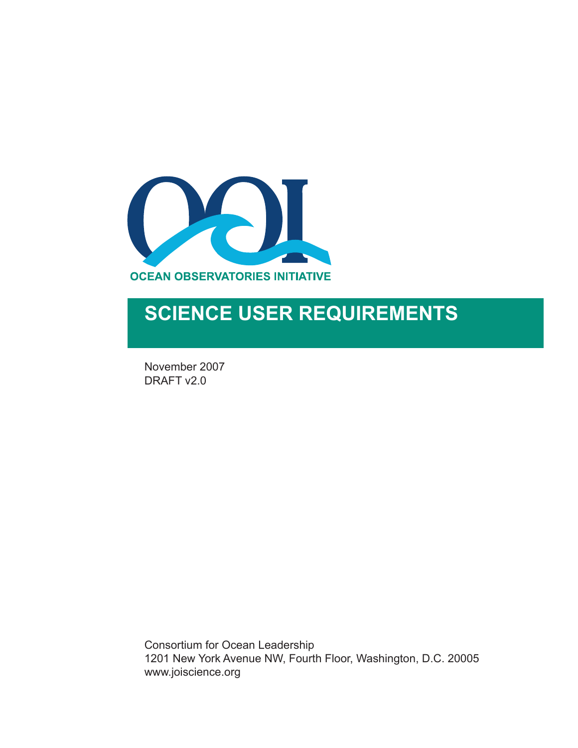OCEAN OBSERVATORIES INITIATIVE

# SCIENCE USER REQUIREMENTS

November 2007
DRAFT v2.0

Consortium for Ocean Leadership
1201 New York Avenue NW, Fourth Floor, Washington, D.C. 20005
www.joiscience.org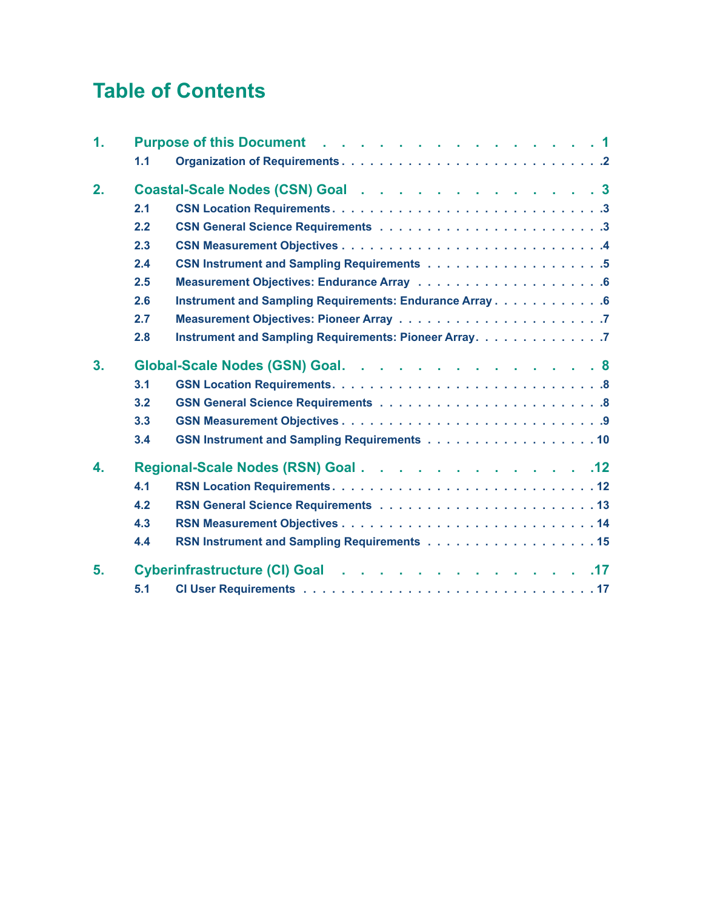# Table of Contents

1. Purpose of this Document . . . . . . . . . . . . . . . . . 1
    - 1.1 Organization of Requirements . . . . . . . . . . . . . . . . . . . . . . . . . . . . 2
2. Coastal-Scale Nodes (CSN) Goal . . . . . . . . . . . . . . 3
    - 2.1 CSN Location Requirements . . . . . . . . . . . . . . . . . . . . . . . . . . . . 3
    - 2.2 CSN General Science Requirements . . . . . . . . . . . . . . . . . . . . . . . 3
    - 2.3 CSN Measurement Objectives . . . . . . . . . . . . . . . . . . . . . . . . . . . 4
    - 2.4 CSN Instrument and Sampling Requirements . . . . . . . . . . . . . . . . . . 5
    - 2.5 Measurement Objectives: Endurance Array . . . . . . . . . . . . . . . . . . . 6
    - 2.6 Instrument and Sampling Requirements: Endurance Array . . . . . . . . . . . 6
    - 2.7 Measurement Objectives: Pioneer Array . . . . . . . . . . . . . . . . . . . . 7
    - 2.8 Instrument and Sampling Requirements: Pioneer Array . . . . . . . . . . . . 7
3. Global-Scale Nodes (GSN) Goal . . . . . . . . . . . . . . . 8
    - 3.1 GSN Location Requirements . . . . . . . . . . . . . . . . . . . . . . . . . . . . 8
    - 3.2 GSN General Science Requirements . . . . . . . . . . . . . . . . . . . . . . . 8
    - 3.3 GSN Measurement Objectives . . . . . . . . . . . . . . . . . . . . . . . . . . . 9
    - 3.4 GSN Instrument and Sampling Requirements . . . . . . . . . . . . . . . . . . 10
4. Regional-Scale Nodes (RSN) Goal . . . . . . . . . . . . . . 12
    - 4.1 RSN Location Requirements . . . . . . . . . . . . . . . . . . . . . . . . . . . . 12
    - 4.2 RSN General Science Requirements . . . . . . . . . . . . . . . . . . . . . . . 13
    - 4.3 RSN Measurement Objectives . . . . . . . . . . . . . . . . . . . . . . . . . . . 14
    - 4.4 RSN Instrument and Sampling Requirements . . . . . . . . . . . . . . . . . . 15
5. Cyberinfrastructure (CI) Goal . . . . . . . . . . . . . . . 17
    - 5.1 CI User Requirements . . . . . . . . . . . . . . . . . . . . . . . . . . . . . . 17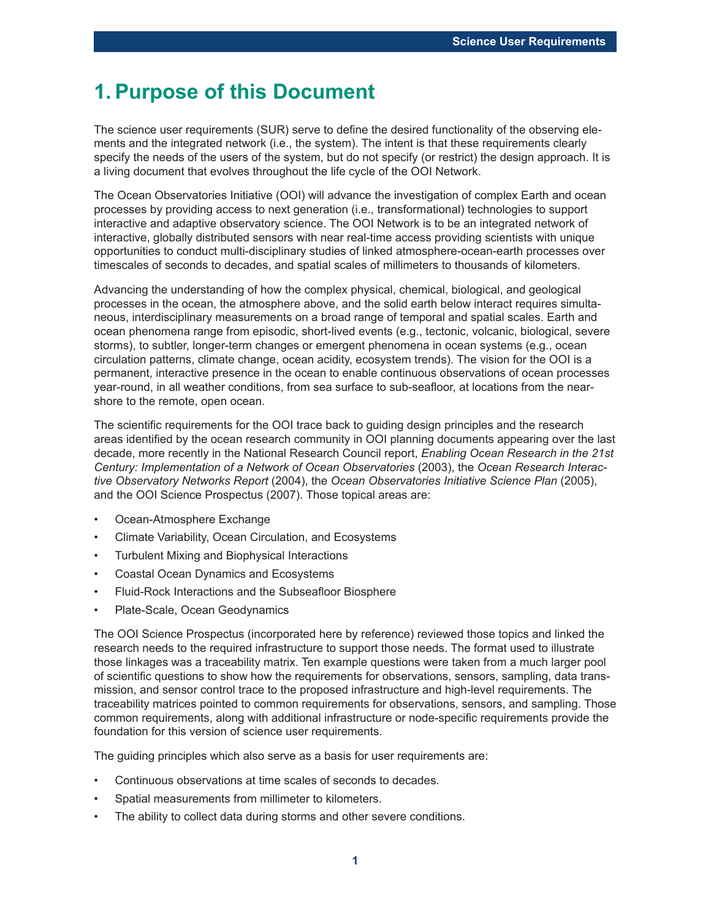# 1. Purpose of this Document

The science user requirements (SUR) serve to define the desired functionality of the observing elements and the integrated network (i.e., the system). The intent is that these requirements clearly specify the needs of the users of the system, but do not specify (or restrict) the design approach. It is a living document that evolves throughout the life cycle of the OOI Network.

The Ocean Observatories Initiative (OOI) will advance the investigation of complex Earth and ocean processes by providing access to next generation (i.e., transformational) technologies to support interactive and adaptive observatory science. The OOI Network is to be an integrated network of interactive, globally distributed sensors with near real-time access providing scientists with unique opportunities to conduct multi-disciplinary studies of linked atmosphere-ocean-earth processes over timescales of seconds to decades, and spatial scales of millimeters to thousands of kilometers.

Advancing the understanding of how the complex physical, chemical, biological, and geological processes in the ocean, the atmosphere above, and the solid earth below interact requires simultaneous, interdisciplinary measurements on a broad range of temporal and spatial scales. Earth and ocean phenomena range from episodic, short-lived events (e.g., tectonic, volcanic, biological, severe storms), to subtler, longer-term changes or emergent phenomena in ocean systems (e.g., ocean circulation patterns, climate change, ocean acidity, ecosystem trends). The vision for the OOI is a permanent, interactive presence in the ocean to enable continuous observations of ocean processes year-round, in all weather conditions, from sea surface to sub-seafloor, at locations from the near-shore to the remote, open ocean.

The scientific requirements for the OOI trace back to guiding design principles and the research areas identified by the ocean research community in OOI planning documents appearing over the last decade, more recently in the National Research Council report, *Enabling Ocean Research in the 21st Century: Implementation of a Network of Ocean Observatories* (2003), the *Ocean Research Interactive Observatory Networks Report* (2004), the *Ocean Observatories Initiative Science Plan* (2005), and the OOI Science Prospectus (2007). Those topical areas are:

- Ocean-Atmosphere Exchange
- Climate Variability, Ocean Circulation, and Ecosystems
- Turbulent Mixing and Biophysical Interactions
- Coastal Ocean Dynamics and Ecosystems
- Fluid-Rock Interactions and the Subseafloor Biosphere
- Plate-Scale, Ocean Geodynamics

The OOI Science Prospectus (incorporated here by reference) reviewed those topics and linked the research needs to the required infrastructure to support those needs. The format used to illustrate those linkages was a traceability matrix. Ten example questions were taken from a much larger pool of scientific questions to show how the requirements for observations, sensors, sampling, data transmission, and sensor control trace to the proposed infrastructure and high-level requirements. The traceability matrices pointed to common requirements for observations, sensors, and sampling. Those common requirements, along with additional infrastructure or node-specific requirements provide the foundation for this version of science user requirements.

The guiding principles which also serve as a basis for user requirements are:

- Continuous observations at time scales of seconds to decades.
- Spatial measurements from millimeter to kilometers.
- The ability to collect data during storms and other severe conditions.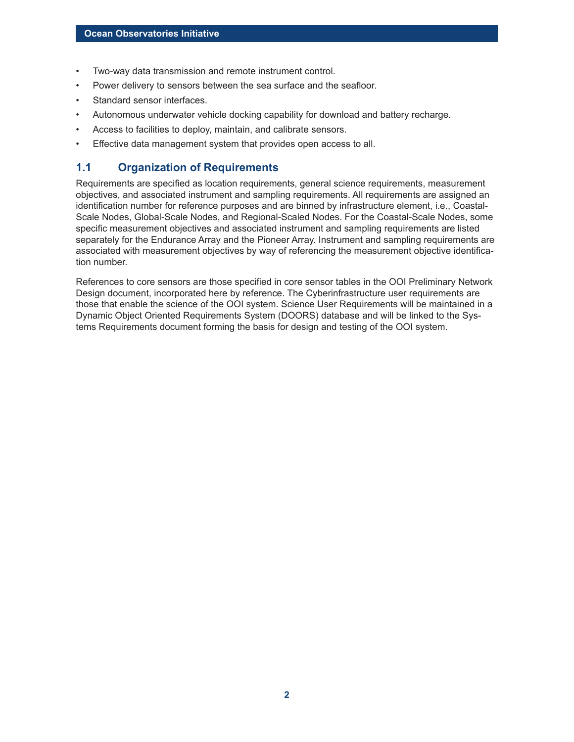- Two-way data transmission and remote instrument control.
- Power delivery to sensors between the sea surface and the seafloor.
- Standard sensor interfaces.
- Autonomous underwater vehicle docking capability for download and battery recharge.
- Access to facilities to deploy, maintain, and calibrate sensors.
- Effective data management system that provides open access to all.

## 1.1 Organization of Requirements

Requirements are specified as location requirements, general science requirements, measurement objectives, and associated instrument and sampling requirements. All requirements are assigned an identification number for reference purposes and are binned by infrastructure element, i.e., Coastal-Scale Nodes, Global-Scale Nodes, and Regional-Scaled Nodes. For the Coastal-Scale Nodes, some specific measurement objectives and associated instrument and sampling requirements are listed separately for the Endurance Array and the Pioneer Array. Instrument and sampling requirements are associated with measurement objectives by way of referencing the measurement objective identification number.

References to core sensors are those specified in core sensor tables in the OOI Preliminary Network Design document, incorporated here by reference. The Cyberinfrastructure user requirements are those that enable the science of the OOI system. Science User Requirements will be maintained in a Dynamic Object Oriented Requirements System (DOORS) database and will be linked to the Systems Requirements document forming the basis for design and testing of the OOI system.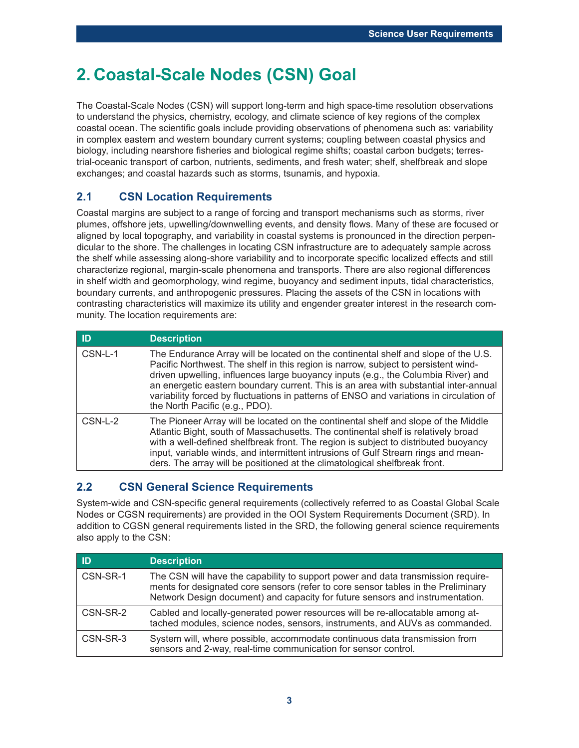# 2. Coastal-Scale Nodes (CSN) Goal

The Coastal-Scale Nodes (CSN) will support long-term and high space-time resolution observations to understand the physics, chemistry, ecology, and climate science of key regions of the complex coastal ocean. The scientific goals include providing observations of phenomena such as: variability in complex eastern and western boundary current systems; coupling between coastal physics and biology, including nearshore fisheries and biological regime shifts; coastal carbon budgets; terrestrial-oceanic transport of carbon, nutrients, sediments, and fresh water; shelf, shelfbreak and slope exchanges; and coastal hazards such as storms, tsunamis, and hypoxia.

## 2.1 CSN Location Requirements

Coastal margins are subject to a range of forcing and transport mechanisms such as storms, river plumes, offshore jets, upwelling/downwelling events, and density flows. Many of these are focused or aligned by local topography, and variability in coastal systems is pronounced in the direction perpendicular to the shore. The challenges in locating CSN infrastructure are to adequately sample across the shelf while assessing along-shore variability and to incorporate specific localized effects and still characterize regional, margin-scale phenomena and transports. There are also regional differences in shelf width and geomorphology, wind regime, buoyancy and sediment inputs, tidal characteristics, boundary currents, and anthropogenic pressures. Placing the assets of the CSN in locations with contrasting characteristics will maximize its utility and engender greater interest in the research community. The location requirements are:

| ID | Description |
|---|---|
| CSN-L-1 | The Endurance Array will be located on the continental shelf and slope of the U.S. Pacific Northwest. The shelf in this region is narrow, subject to persistent wind-driven upwelling, influences large buoyancy inputs (e.g., the Columbia River) and an energetic eastern boundary current. This is an area with substantial inter-annual variability forced by fluctuations in patterns of ENSO and variations in circulation of the North Pacific (e.g., PDO). |
| CSN-L-2 | The Pioneer Array will be located on the continental shelf and slope of the Middle Atlantic Bight, south of Massachusetts. The continental shelf is relatively broad with a well-defined shelfbreak front. The region is subject to distributed buoyancy input, variable winds, and intermittent intrusions of Gulf Stream rings and meanders. The array will be positioned at the climatological shelfbreak front. |

## 2.2 CSN General Science Requirements

System-wide and CSN-specific general requirements (collectively referred to as Coastal Global Scale Nodes or CGSN requirements) are provided in the OOI System Requirements Document (SRD). In addition to CGSN general requirements listed in the SRD, the following general science requirements also apply to the CSN:

| ID | Description |
|---|---|
| CSN-SR-1 | The CSN will have the capability to support power and data transmission requirements for designated core sensors (refer to core sensor tables in the Preliminary Network Design document) and capacity for future sensors and instrumentation. |
| CSN-SR-2 | Cabled and locally-generated power resources will be re-allocatable among attached modules, science nodes, sensors, instruments, and AUVs as commanded. |
| CSN-SR-3 | System will, where possible, accommodate continuous data transmission from sensors and 2-way, real-time communication for sensor control. |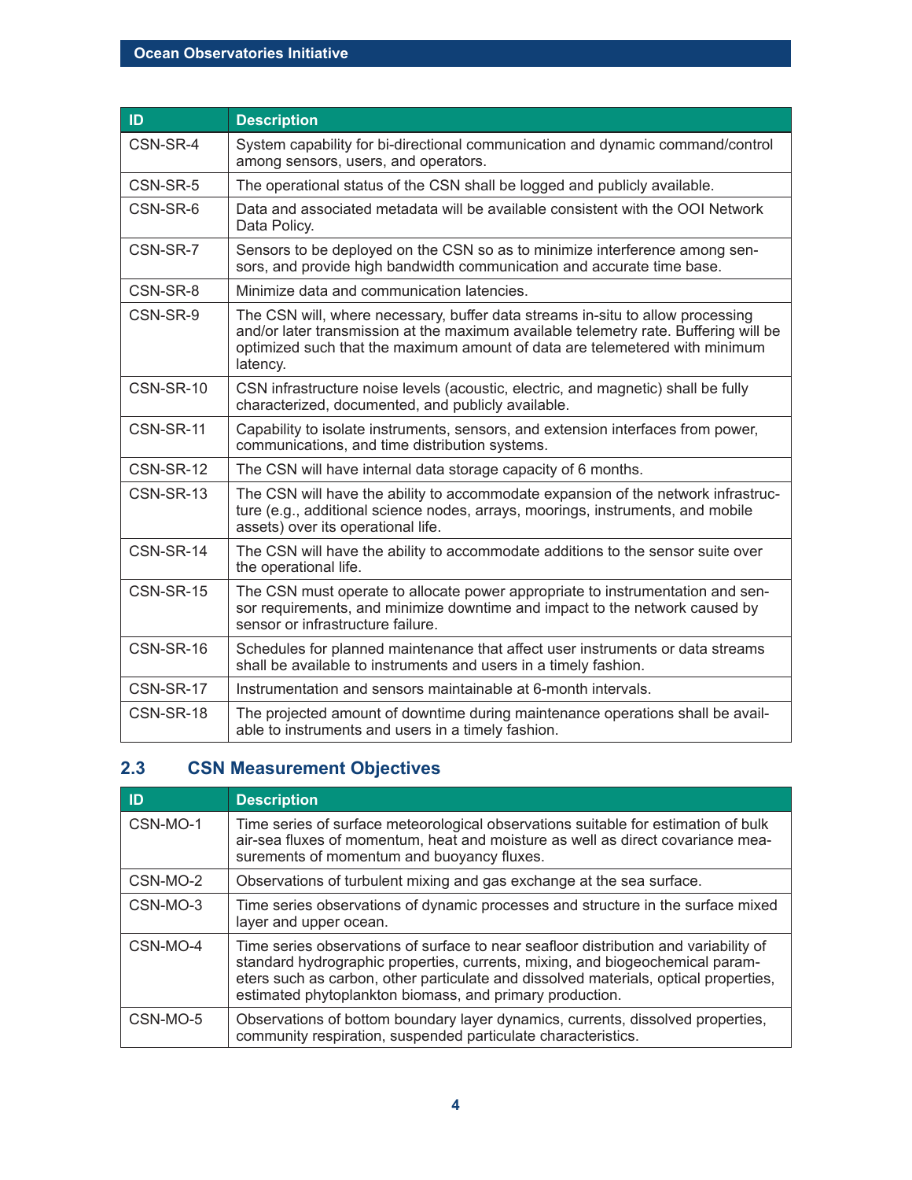| ID | Description |
|---|---|
| CSN-SR-4 | System capability for bi-directional communication and dynamic command/control among sensors, users, and operators. |
| CSN-SR-5 | The operational status of the CSN shall be logged and publicly available. |
| CSN-SR-6 | Data and associated metadata will be available consistent with the OOI Network Data Policy. |
| CSN-SR-7 | Sensors to be deployed on the CSN so as to minimize interference among sensors, and provide high bandwidth communication and accurate time base. |
| CSN-SR-8 | Minimize data and communication latencies. |
| CSN-SR-9 | The CSN will, where necessary, buffer data streams in-situ to allow processing and/or later transmission at the maximum available telemetry rate. Buffering will be optimized such that the maximum amount of data are telemetered with minimum latency. |
| CSN-SR-10 | CSN infrastructure noise levels (acoustic, electric, and magnetic) shall be fully characterized, documented, and publicly available. |
| CSN-SR-11 | Capability to isolate instruments, sensors, and extension interfaces from power, communications, and time distribution systems. |
| CSN-SR-12 | The CSN will have internal data storage capacity of 6 months. |
| CSN-SR-13 | The CSN will have the ability to accommodate expansion of the network infrastructure (e.g., additional science nodes, arrays, moorings, instruments, and mobile assets) over its operational life. |
| CSN-SR-14 | The CSN will have the ability to accommodate additions to the sensor suite over the operational life. |
| CSN-SR-15 | The CSN must operate to allocate power appropriate to instrumentation and sensor requirements, and minimize downtime and impact to the network caused by sensor or infrastructure failure. |
| CSN-SR-16 | Schedules for planned maintenance that affect user instruments or data streams shall be available to instruments and users in a timely fashion. |
| CSN-SR-17 | Instrumentation and sensors maintainable at 6-month intervals. |
| CSN-SR-18 | The projected amount of downtime during maintenance operations shall be available to instruments and users in a timely fashion. |

## 2.3 CSN Measurement Objectives

| ID | Description |
|---|---|
| CSN-MO-1 | Time series of surface meteorological observations suitable for estimation of bulk air-sea fluxes of momentum, heat and moisture as well as direct covariance measurements of momentum and buoyancy fluxes. |
| CSN-MO-2 | Observations of turbulent mixing and gas exchange at the sea surface. |
| CSN-MO-3 | Time series observations of dynamic processes and structure in the surface mixed layer and upper ocean. |
| CSN-MO-4 | Time series observations of surface to near seafloor distribution and variability of standard hydrographic properties, currents, mixing, and biogeochemical parameters such as carbon, other particulate and dissolved materials, optical properties, estimated phytoplankton biomass, and primary production. |
| CSN-MO-5 | Observations of bottom boundary layer dynamics, currents, dissolved properties, community respiration, suspended particulate characteristics. |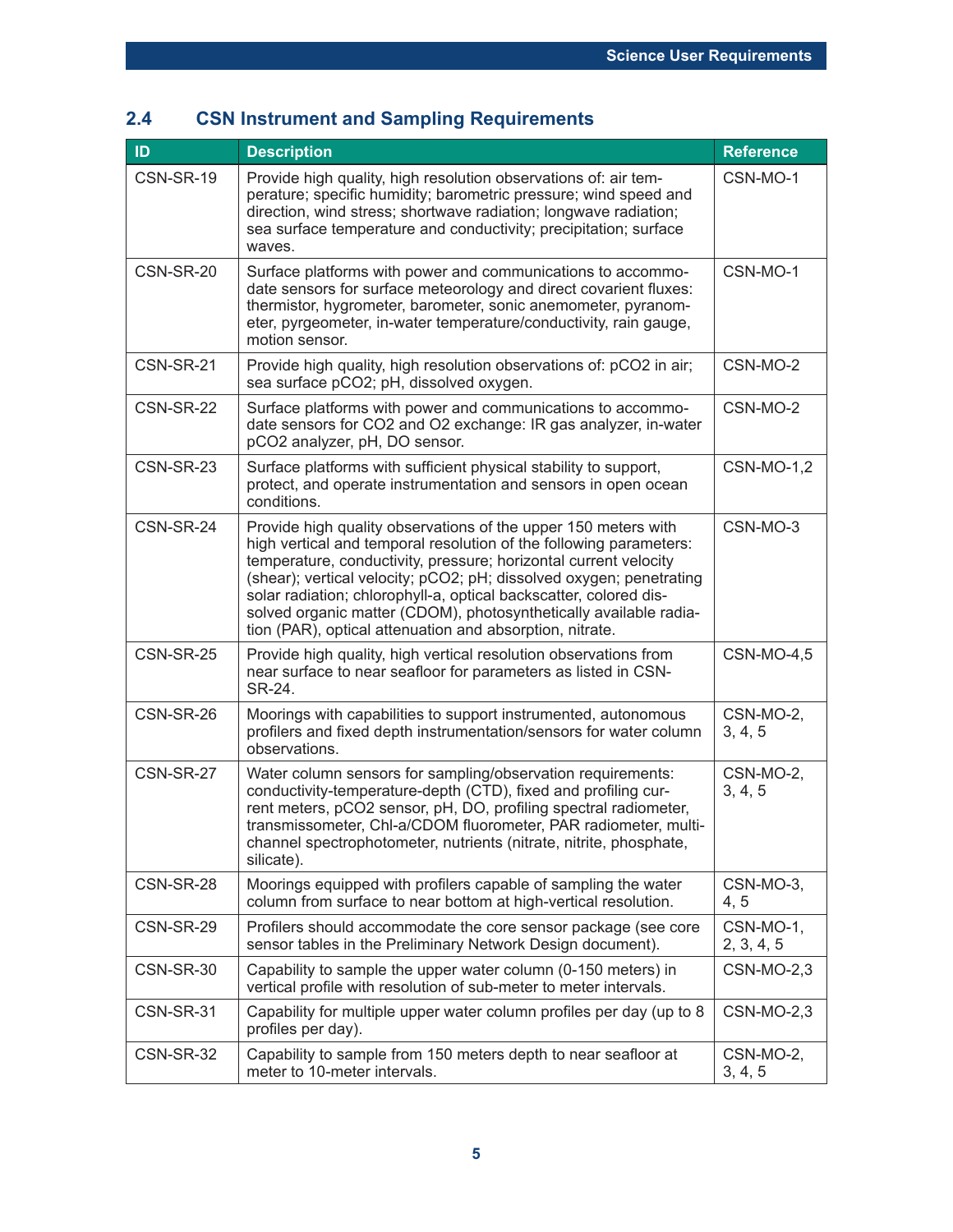## 2.4 CSN Instrument and Sampling Requirements

| ID | Description | Reference |
|---|---|---|
| CSN-SR-19 | Provide high quality, high resolution observations of: air temperature; specific humidity; barometric pressure; wind speed and direction, wind stress; shortwave radiation; longwave radiation; sea surface temperature and conductivity; precipitation; surface waves. | CSN-MO-1 |
| CSN-SR-20 | Surface platforms with power and communications to accommodate sensors for surface meteorology and direct covarient fluxes: thermistor, hygrometer, barometer, sonic anemometer, pyranometer, pyrgeometer, in-water temperature/conductivity, rain gauge, motion sensor. | CSN-MO-1 |
| CSN-SR-21 | Provide high quality, high resolution observations of: pCO2 in air; sea surface pCO2; pH, dissolved oxygen. | CSN-MO-2 |
| CSN-SR-22 | Surface platforms with power and communications to accommodate sensors for CO2 and O2 exchange: IR gas analyzer, in-water pCO2 analyzer, pH, DO sensor. | CSN-MO-2 |
| CSN-SR-23 | Surface platforms with sufficient physical stability to support, protect, and operate instrumentation and sensors in open ocean conditions. | CSN-MO-1,2 |
| CSN-SR-24 | Provide high quality observations of the upper 150 meters with high vertical and temporal resolution of the following parameters: temperature, conductivity, pressure; horizontal current velocity (shear); vertical velocity; pCO2; pH; dissolved oxygen; penetrating solar radiation; chlorophyll-a, optical backscatter, colored dissolved organic matter (CDOM), photosynthetically available radiation (PAR), optical attenuation and absorption, nitrate. | CSN-MO-3 |
| CSN-SR-25 | Provide high quality, high vertical resolution observations from near surface to near seafloor for parameters as listed in CSN-SR-24. | CSN-MO-4,5 |
| CSN-SR-26 | Moorings with capabilities to support instrumented, autonomous profilers and fixed depth instrumentation/sensors for water column observations. | CSN-MO-2, 3, 4, 5 |
| CSN-SR-27 | Water column sensors for sampling/observation requirements: conductivity-temperature-depth (CTD), fixed and profiling current meters, pCO2 sensor, pH, DO, profiling spectral radiometer, transmissometer, Chl-a/CDOM fluorometer, PAR radiometer, multichannel spectrophotometer, nutrients (nitrate, nitrite, phosphate, silicate). | CSN-MO-2, 3, 4, 5 |
| CSN-SR-28 | Moorings equipped with profilers capable of sampling the water column from surface to near bottom at high-vertical resolution. | CSN-MO-3, 4, 5 |
| CSN-SR-29 | Profilers should accommodate the core sensor package (see core sensor tables in the Preliminary Network Design document). | CSN-MO-1, 2, 3, 4, 5 |
| CSN-SR-30 | Capability to sample the upper water column (0-150 meters) in vertical profile with resolution of sub-meter to meter intervals. | CSN-MO-2,3 |
| CSN-SR-31 | Capability for multiple upper water column profiles per day (up to 8 profiles per day). | CSN-MO-2,3 |
| CSN-SR-32 | Capability to sample from 150 meters depth to near seafloor at meter to 10-meter intervals. | CSN-MO-2, 3, 4, 5 |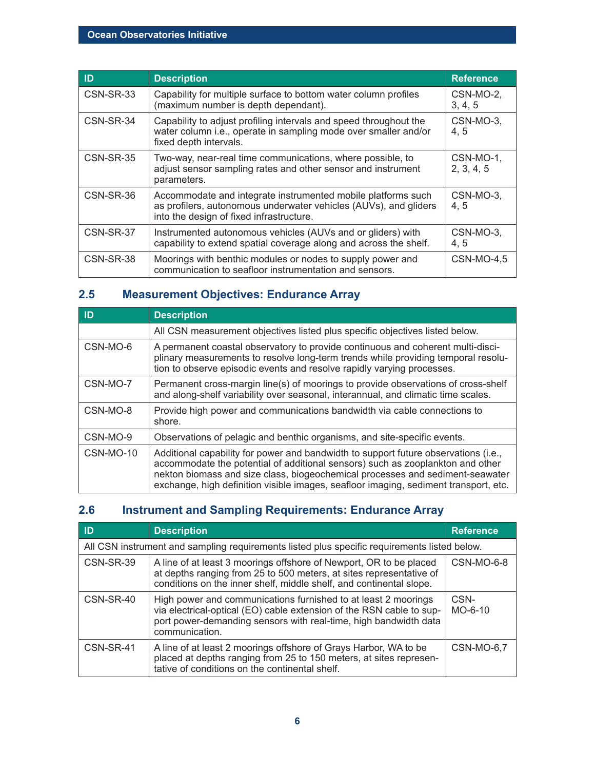| ID | Description | Reference |
|---|---|---|
| CSN-SR-33 | Capability for multiple surface to bottom water column profiles (maximum number is depth dependant). | CSN-MO-2, 3, 4, 5 |
| CSN-SR-34 | Capability to adjust profiling intervals and speed throughout the water column i.e., operate in sampling mode over smaller and/or fixed depth intervals. | CSN-MO-3, 4, 5 |
| CSN-SR-35 | Two-way, near-real time communications, where possible, to adjust sensor sampling rates and other sensor and instrument parameters. | CSN-MO-1, 2, 3, 4, 5 |
| CSN-SR-36 | Accommodate and integrate instrumented mobile platforms such as profilers, autonomous underwater vehicles (AUVs), and gliders into the design of fixed infrastructure. | CSN-MO-3, 4, 5 |
| CSN-SR-37 | Instrumented autonomous vehicles (AUVs and or gliders) with capability to extend spatial coverage along and across the shelf. | CSN-MO-3, 4, 5 |
| CSN-SR-38 | Moorings with benthic modules or nodes to supply power and communication to seafloor instrumentation and sensors. | CSN-MO-4,5 |

## 2.5 Measurement Objectives: Endurance Array

| ID | Description |
|---|---|
| | All CSN measurement objectives listed plus specific objectives listed below. |
| CSN-MO-6 | A permanent coastal observatory to provide continuous and coherent multi-disciplinary measurements to resolve long-term trends while providing temporal resolution to observe episodic events and resolve rapidly varying processes. |
| CSN-MO-7 | Permanent cross-margin line(s) of moorings to provide observations of cross-shelf and along-shelf variability over seasonal, interannual, and climatic time scales. |
| CSN-MO-8 | Provide high power and communications bandwidth via cable connections to shore. |
| CSN-MO-9 | Observations of pelagic and benthic organisms, and site-specific events. |
| CSN-MO-10 | Additional capability for power and bandwidth to support future observations (i.e., accommodate the potential of additional sensors) such as zooplankton and other nekton biomass and size class, biogeochemical processes and sediment-seawater exchange, high definition visible images, seafloor imaging, sediment transport, etc. |

## 2.6 Instrument and Sampling Requirements: Endurance Array

| ID | Description | Reference |
|---|---|---|
| All CSN instrument and sampling requirements listed plus specific requirements listed below. | | |
| CSN-SR-39 | A line of at least 3 moorings offshore of Newport, OR to be placed at depths ranging from 25 to 500 meters, at sites representative of conditions on the inner shelf, middle shelf, and continental slope. | CSN-MO-6-8 |
| CSN-SR-40 | High power and communications furnished to at least 2 moorings via electrical-optical (EO) cable extension of the RSN cable to support power-demanding sensors with real-time, high bandwidth data communication. | CSN-MO-6-10 |
| CSN-SR-41 | A line of at least 2 moorings offshore of Grays Harbor, WA to be placed at depths ranging from 25 to 150 meters, at sites representative of conditions on the continental shelf. | CSN-MO-6,7 |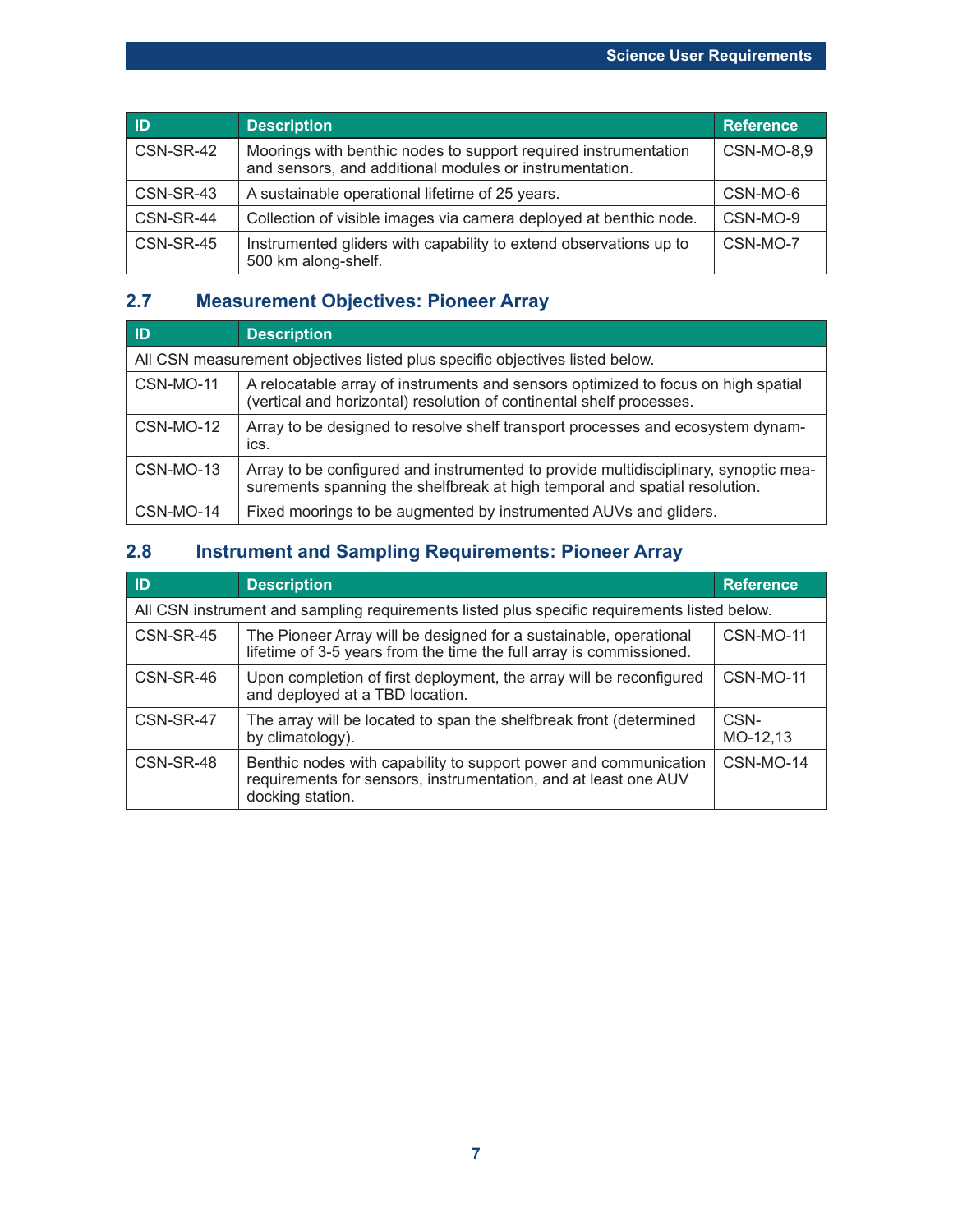| ID | Description | Reference |
|---|---|---|
| CSN-SR-42 | Moorings with benthic nodes to support required instrumentation and sensors, and additional modules or instrumentation. | CSN-MO-8,9 |
| CSN-SR-43 | A sustainable operational lifetime of 25 years. | CSN-MO-6 |
| CSN-SR-44 | Collection of visible images via camera deployed at benthic node. | CSN-MO-9 |
| CSN-SR-45 | Instrumented gliders with capability to extend observations up to 500 km along-shelf. | CSN-MO-7 |

## 2.7 Measurement Objectives: Pioneer Array

| ID | Description |
|---|---|
| All CSN measurement objectives listed plus specific objectives listed below. | |
| CSN-MO-11 | A relocatable array of instruments and sensors optimized to focus on high spatial (vertical and horizontal) resolution of continental shelf processes. |
| CSN-MO-12 | Array to be designed to resolve shelf transport processes and ecosystem dynamics. |
| CSN-MO-13 | Array to be configured and instrumented to provide multidisciplinary, synoptic measurements spanning the shelfbreak at high temporal and spatial resolution. |
| CSN-MO-14 | Fixed moorings to be augmented by instrumented AUVs and gliders. |

## 2.8 Instrument and Sampling Requirements: Pioneer Array

| ID | Description | Reference |
|---|---|---|
| All CSN instrument and sampling requirements listed plus specific requirements listed below. | | |
| CSN-SR-45 | The Pioneer Array will be designed for a sustainable, operational lifetime of 3-5 years from the time the full array is commissioned. | CSN-MO-11 |
| CSN-SR-46 | Upon completion of first deployment, the array will be reconfigured and deployed at a TBD location. | CSN-MO-11 |
| CSN-SR-47 | The array will be located to span the shelfbreak front (determined by climatology). | CSN-MO-12,13 |
| CSN-SR-48 | Benthic nodes with capability to support power and communication requirements for sensors, instrumentation, and at least one AUV docking station. | CSN-MO-14 |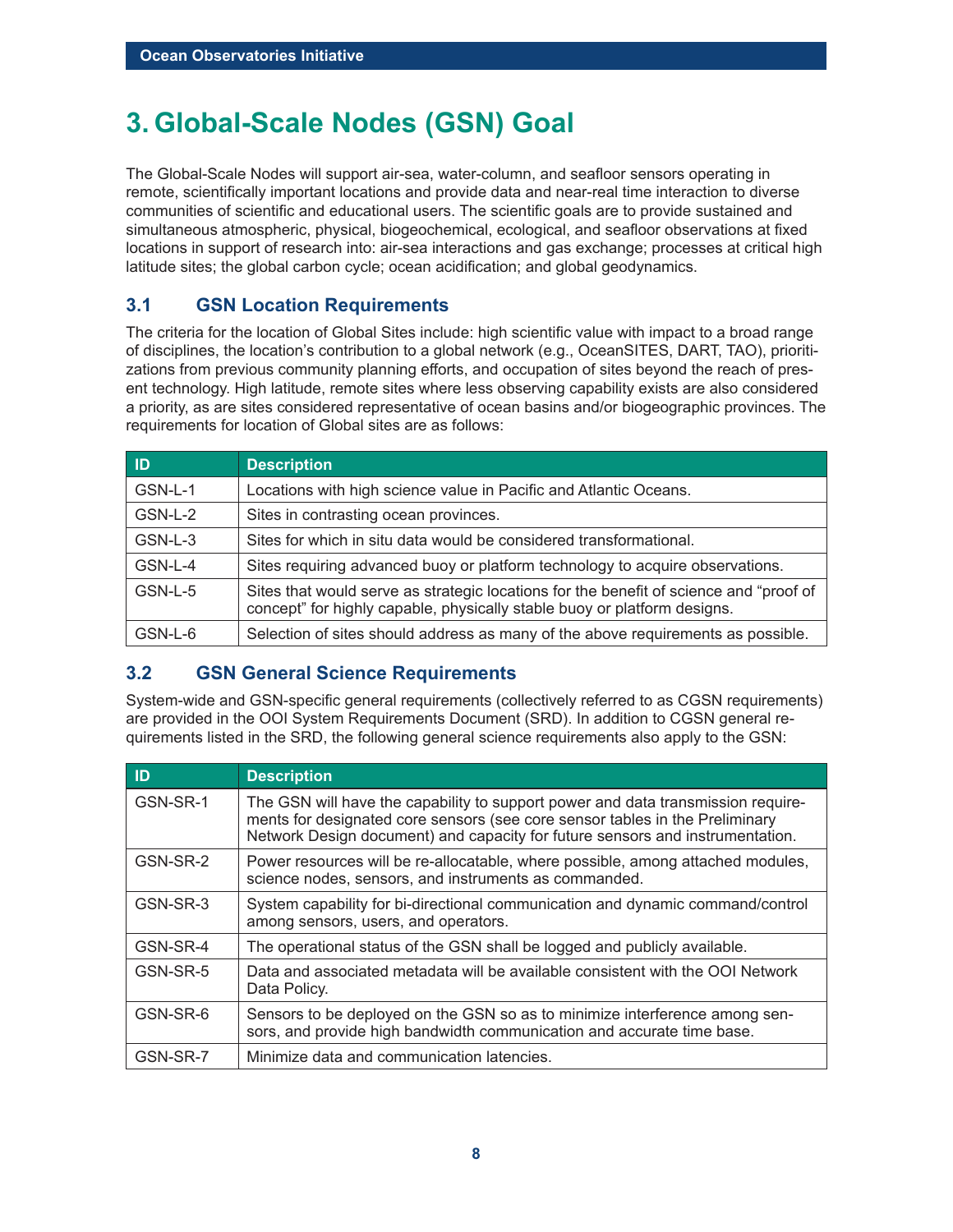# 3. Global-Scale Nodes (GSN) Goal

The Global-Scale Nodes will support air-sea, water-column, and seafloor sensors operating in remote, scientifically important locations and provide data and near-real time interaction to diverse communities of scientific and educational users. The scientific goals are to provide sustained and simultaneous atmospheric, physical, biogeochemical, ecological, and seafloor observations at fixed locations in support of research into: air-sea interactions and gas exchange; processes at critical high latitude sites; the global carbon cycle; ocean acidification; and global geodynamics.

## 3.1 GSN Location Requirements

The criteria for the location of Global Sites include: high scientific value with impact to a broad range of disciplines, the location's contribution to a global network (e.g., OceanSITES, DART, TAO), prioritizations from previous community planning efforts, and occupation of sites beyond the reach of present technology. High latitude, remote sites where less observing capability exists are also considered a priority, as are sites considered representative of ocean basins and/or biogeographic provinces. The requirements for location of Global sites are as follows:

| ID | Description |
|---|---|
| GSN-L-1 | Locations with high science value in Pacific and Atlantic Oceans. |
| GSN-L-2 | Sites in contrasting ocean provinces. |
| GSN-L-3 | Sites for which in situ data would be considered transformational. |
| GSN-L-4 | Sites requiring advanced buoy or platform technology to acquire observations. |
| GSN-L-5 | Sites that would serve as strategic locations for the benefit of science and "proof of concept" for highly capable, physically stable buoy or platform designs. |
| GSN-L-6 | Selection of sites should address as many of the above requirements as possible. |

## 3.2 GSN General Science Requirements

System-wide and GSN-specific general requirements (collectively referred to as CGSN requirements) are provided in the OOI System Requirements Document (SRD). In addition to CGSN general requirements listed in the SRD, the following general science requirements also apply to the GSN:

| ID | Description |
|---|---|
| GSN-SR-1 | The GSN will have the capability to support power and data transmission requirements for designated core sensors (see core sensor tables in the Preliminary Network Design document) and capacity for future sensors and instrumentation. |
| GSN-SR-2 | Power resources will be re-allocatable, where possible, among attached modules, science nodes, sensors, and instruments as commanded. |
| GSN-SR-3 | System capability for bi-directional communication and dynamic command/control among sensors, users, and operators. |
| GSN-SR-4 | The operational status of the GSN shall be logged and publicly available. |
| GSN-SR-5 | Data and associated metadata will be available consistent with the OOI Network Data Policy. |
| GSN-SR-6 | Sensors to be deployed on the GSN so as to minimize interference among sensors, and provide high bandwidth communication and accurate time base. |
| GSN-SR-7 | Minimize data and communication latencies. |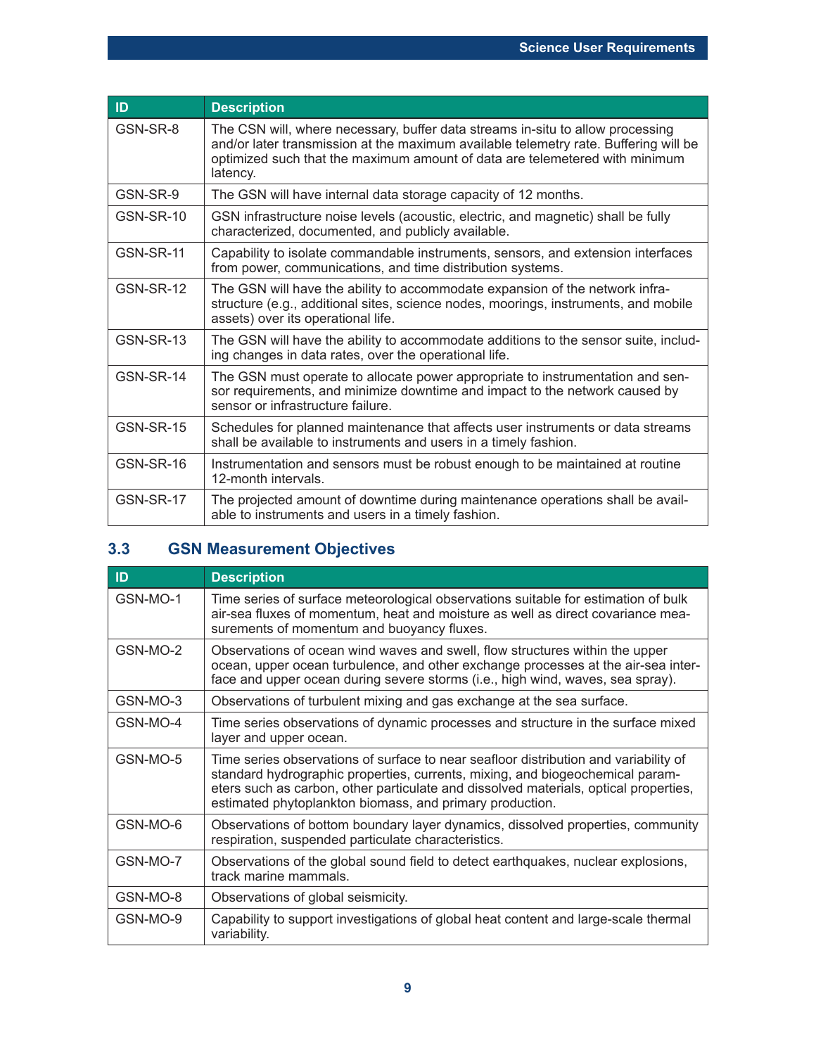| ID | Description |
|---|---|
| GSN-SR-8 | The CSN will, where necessary, buffer data streams in-situ to allow processing and/or later transmission at the maximum available telemetry rate. Buffering will be optimized such that the maximum amount of data are telemetered with minimum latency. |
| GSN-SR-9 | The GSN will have internal data storage capacity of 12 months. |
| GSN-SR-10 | GSN infrastructure noise levels (acoustic, electric, and magnetic) shall be fully characterized, documented, and publicly available. |
| GSN-SR-11 | Capability to isolate commandable instruments, sensors, and extension interfaces from power, communications, and time distribution systems. |
| GSN-SR-12 | The GSN will have the ability to accommodate expansion of the network infrastructure (e.g., additional sites, science nodes, moorings, instruments, and mobile assets) over its operational life. |
| GSN-SR-13 | The GSN will have the ability to accommodate additions to the sensor suite, including changes in data rates, over the operational life. |
| GSN-SR-14 | The GSN must operate to allocate power appropriate to instrumentation and sensor requirements, and minimize downtime and impact to the network caused by sensor or infrastructure failure. |
| GSN-SR-15 | Schedules for planned maintenance that affects user instruments or data streams shall be available to instruments and users in a timely fashion. |
| GSN-SR-16 | Instrumentation and sensors must be robust enough to be maintained at routine 12-month intervals. |
| GSN-SR-17 | The projected amount of downtime during maintenance operations shall be available to instruments and users in a timely fashion. |

## 3.3 GSN Measurement Objectives

| ID | Description |
|---|---|
| GSN-MO-1 | Time series of surface meteorological observations suitable for estimation of bulk air-sea fluxes of momentum, heat and moisture as well as direct covariance measurements of momentum and buoyancy fluxes. |
| GSN-MO-2 | Observations of ocean wind waves and swell, flow structures within the upper ocean, upper ocean turbulence, and other exchange processes at the air-sea interface and upper ocean during severe storms (i.e., high wind, waves, sea spray). |
| GSN-MO-3 | Observations of turbulent mixing and gas exchange at the sea surface. |
| GSN-MO-4 | Time series observations of dynamic processes and structure in the surface mixed layer and upper ocean. |
| GSN-MO-5 | Time series observations of surface to near seafloor distribution and variability of standard hydrographic properties, currents, mixing, and biogeochemical parameters such as carbon, other particulate and dissolved materials, optical properties, estimated phytoplankton biomass, and primary production. |
| GSN-MO-6 | Observations of bottom boundary layer dynamics, dissolved properties, community respiration, suspended particulate characteristics. |
| GSN-MO-7 | Observations of the global sound field to detect earthquakes, nuclear explosions, track marine mammals. |
| GSN-MO-8 | Observations of global seismicity. |
| GSN-MO-9 | Capability to support investigations of global heat content and large-scale thermal variability. |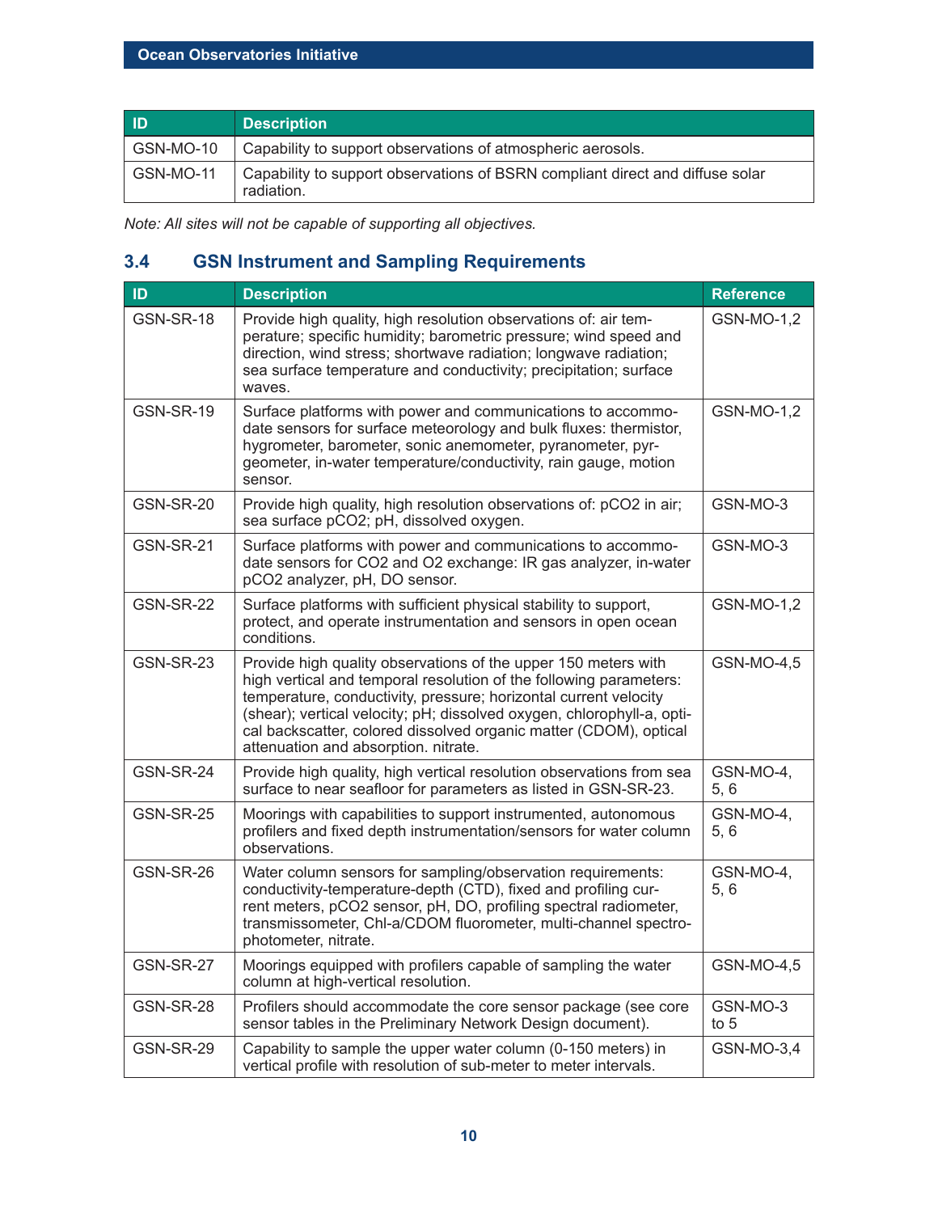| ID | Description |
|---|---|
| GSN-MO-10 | Capability to support observations of atmospheric aerosols. |
| GSN-MO-11 | Capability to support observations of BSRN compliant direct and diffuse solar radiation. |

*Note: All sites will not be capable of supporting all objectives.*

## 3.4 GSN Instrument and Sampling Requirements

| ID | Description | Reference |
|---|---|---|
| GSN-SR-18 | Provide high quality, high resolution observations of: air temperature; specific humidity; barometric pressure; wind speed and direction, wind stress; shortwave radiation; longwave radiation; sea surface temperature and conductivity; precipitation; surface waves. | GSN-MO-1,2 |
| GSN-SR-19 | Surface platforms with power and communications to accommodate sensors for surface meteorology and bulk fluxes: thermistor, hygrometer, barometer, sonic anemometer, pyranometer, pyrgeometer, in-water temperature/conductivity, rain gauge, motion sensor. | GSN-MO-1,2 |
| GSN-SR-20 | Provide high quality, high resolution observations of: pCO2 in air; sea surface pCO2; pH, dissolved oxygen. | GSN-MO-3 |
| GSN-SR-21 | Surface platforms with power and communications to accommodate sensors for CO2 and O2 exchange: IR gas analyzer, in-water pCO2 analyzer, pH, DO sensor. | GSN-MO-3 |
| GSN-SR-22 | Surface platforms with sufficient physical stability to support, protect, and operate instrumentation and sensors in open ocean conditions. | GSN-MO-1,2 |
| GSN-SR-23 | Provide high quality observations of the upper 150 meters with high vertical and temporal resolution of the following parameters: temperature, conductivity, pressure; horizontal current velocity (shear); vertical velocity; pH; dissolved oxygen, chlorophyll-a, optical backscatter, colored dissolved organic matter (CDOM), optical attenuation and absorption. nitrate. | GSN-MO-4,5 |
| GSN-SR-24 | Provide high quality, high vertical resolution observations from sea surface to near seafloor for parameters as listed in GSN-SR-23. | GSN-MO-4, 5, 6 |
| GSN-SR-25 | Moorings with capabilities to support instrumented, autonomous profilers and fixed depth instrumentation/sensors for water column observations. | GSN-MO-4, 5, 6 |
| GSN-SR-26 | Water column sensors for sampling/observation requirements: conductivity-temperature-depth (CTD), fixed and profiling current meters, pCO2 sensor, pH, DO, profiling spectral radiometer, transmissometer, Chl-a/CDOM fluorometer, multi-channel spectrophotometer, nitrate. | GSN-MO-4, 5, 6 |
| GSN-SR-27 | Moorings equipped with profilers capable of sampling the water column at high-vertical resolution. | GSN-MO-4,5 |
| GSN-SR-28 | Profilers should accommodate the core sensor package (see core sensor tables in the Preliminary Network Design document). | GSN-MO-3 to 5 |
| GSN-SR-29 | Capability to sample the upper water column (0-150 meters) in vertical profile with resolution of sub-meter to meter intervals. | GSN-MO-3,4 |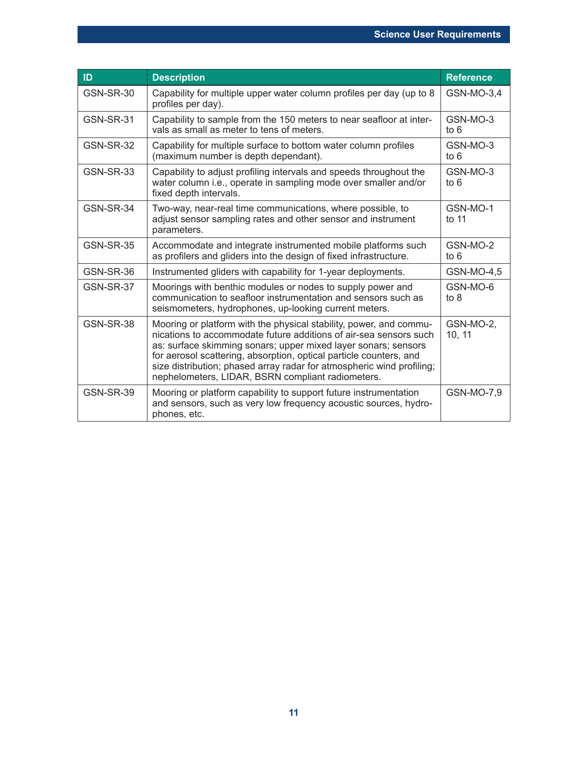| ID | Description | Reference |
| --- | --- | --- |
| GSN-SR-30 | Capability for multiple upper water column profiles per day (up to 8 profiles per day). | GSN-MO-3,4 |
| GSN-SR-31 | Capability to sample from the 150 meters to near seafloor at intervals as small as meter to tens of meters. | GSN-MO-3 to 6 |
| GSN-SR-32 | Capability for multiple surface to bottom water column profiles (maximum number is depth dependant). | GSN-MO-3 to 6 |
| GSN-SR-33 | Capability to adjust profiling intervals and speeds throughout the water column i.e., operate in sampling mode over smaller and/or fixed depth intervals. | GSN-MO-3 to 6 |
| GSN-SR-34 | Two-way, near-real time communications, where possible, to adjust sensor sampling rates and other sensor and instrument parameters. | GSN-MO-1 to 11 |
| GSN-SR-35 | Accommodate and integrate instrumented mobile platforms such as profilers and gliders into the design of fixed infrastructure. | GSN-MO-2 to 6 |
| GSN-SR-36 | Instrumented gliders with capability for 1-year deployments. | GSN-MO-4,5 |
| GSN-SR-37 | Moorings with benthic modules or nodes to supply power and communication to seafloor instrumentation and sensors such as seismometers, hydrophones, up-looking current meters. | GSN-MO-6 to 8 |
| GSN-SR-38 | Mooring or platform with the physical stability, power, and communications to accommodate future additions of air-sea sensors such as: surface skimming sonars; upper mixed layer sonars; sensors for aerosol scattering, absorption, optical particle counters, and size distribution; phased array radar for atmospheric wind profiling; nephelometers, LIDAR, BSRN compliant radiometers. | GSN-MO-2, 10, 11 |
| GSN-SR-39 | Mooring or platform capability to support future instrumentation and sensors, such as very low frequency acoustic sources, hydrophones, etc. | GSN-MO-7,9 |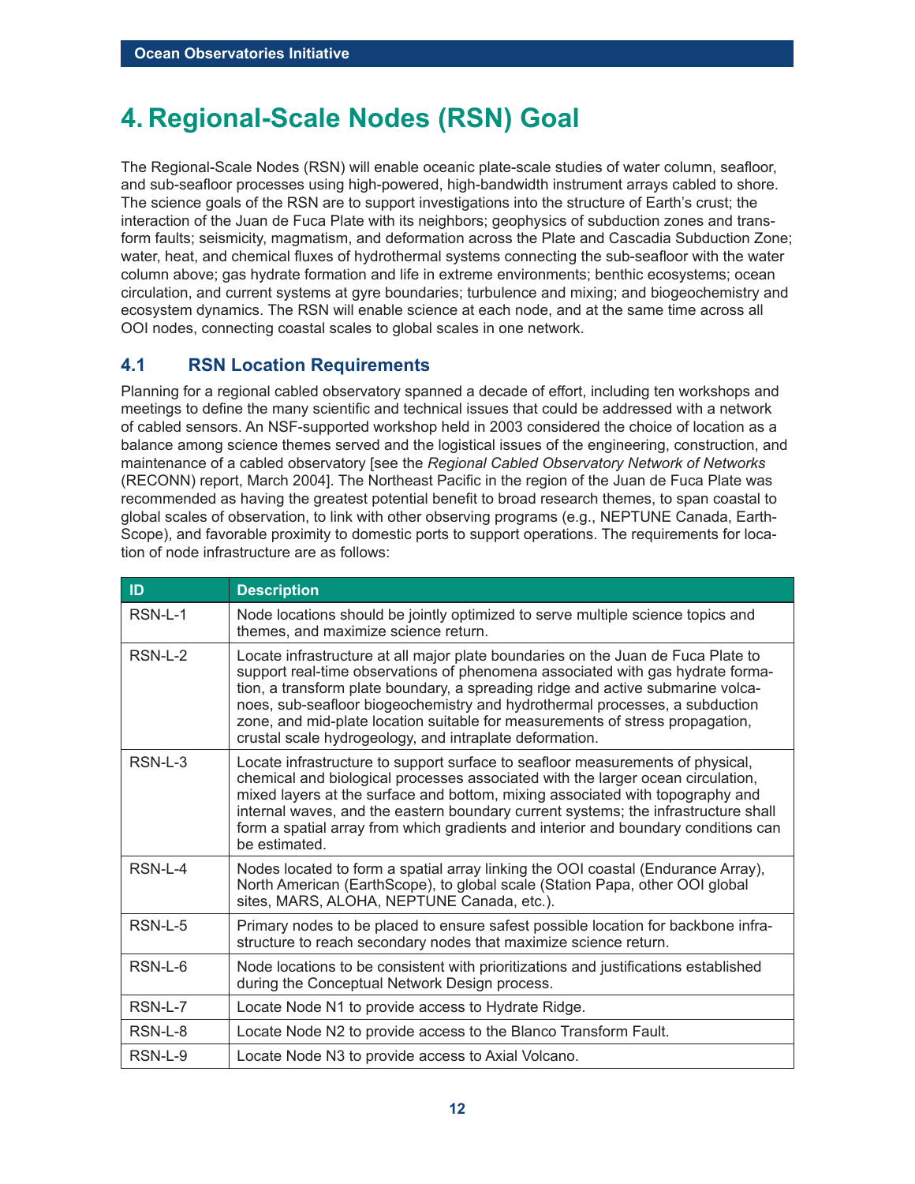# 4. Regional-Scale Nodes (RSN) Goal

The Regional-Scale Nodes (RSN) will enable oceanic plate-scale studies of water column, seafloor, and sub-seafloor processes using high-powered, high-bandwidth instrument arrays cabled to shore. The science goals of the RSN are to support investigations into the structure of Earth's crust; the interaction of the Juan de Fuca Plate with its neighbors; geophysics of subduction zones and transform faults; seismicity, magmatism, and deformation across the Plate and Cascadia Subduction Zone; water, heat, and chemical fluxes of hydrothermal systems connecting the sub-seafloor with the water column above; gas hydrate formation and life in extreme environments; benthic ecosystems; ocean circulation, and current systems at gyre boundaries; turbulence and mixing; and biogeochemistry and ecosystem dynamics. The RSN will enable science at each node, and at the same time across all OOI nodes, connecting coastal scales to global scales in one network.

## 4.1 RSN Location Requirements

Planning for a regional cabled observatory spanned a decade of effort, including ten workshops and meetings to define the many scientific and technical issues that could be addressed with a network of cabled sensors. An NSF-supported workshop held in 2003 considered the choice of location as a balance among science themes served and the logistical issues of the engineering, construction, and maintenance of a cabled observatory [see the *Regional Cabled Observatory Network of Networks* (RECONN) report, March 2004]. The Northeast Pacific in the region of the Juan de Fuca Plate was recommended as having the greatest potential benefit to broad research themes, to span coastal to global scales of observation, to link with other observing programs (e.g., NEPTUNE Canada, EarthScope), and favorable proximity to domestic ports to support operations. The requirements for location of node infrastructure are as follows:

| ID | Description |
|---|---|
| RSN-L-1 | Node locations should be jointly optimized to serve multiple science topics and themes, and maximize science return. |
| RSN-L-2 | Locate infrastructure at all major plate boundaries on the Juan de Fuca Plate to support real-time observations of phenomena associated with gas hydrate formation, a transform plate boundary, a spreading ridge and active submarine volcanoes, sub-seafloor biogeochemistry and hydrothermal processes, a subduction zone, and mid-plate location suitable for measurements of stress propagation, crustal scale hydrogeology, and intraplate deformation. |
| RSN-L-3 | Locate infrastructure to support surface to seafloor measurements of physical, chemical and biological processes associated with the larger ocean circulation, mixed layers at the surface and bottom, mixing associated with topography and internal waves, and the eastern boundary current systems; the infrastructure shall form a spatial array from which gradients and interior and boundary conditions can be estimated. |
| RSN-L-4 | Nodes located to form a spatial array linking the OOI coastal (Endurance Array), North American (EarthScope), to global scale (Station Papa, other OOI global sites, MARS, ALOHA, NEPTUNE Canada, etc.). |
| RSN-L-5 | Primary nodes to be placed to ensure safest possible location for backbone infrastructure to reach secondary nodes that maximize science return. |
| RSN-L-6 | Node locations to be consistent with prioritizations and justifications established during the Conceptual Network Design process. |
| RSN-L-7 | Locate Node N1 to provide access to Hydrate Ridge. |
| RSN-L-8 | Locate Node N2 to provide access to the Blanco Transform Fault. |
| RSN-L-9 | Locate Node N3 to provide access to Axial Volcano. |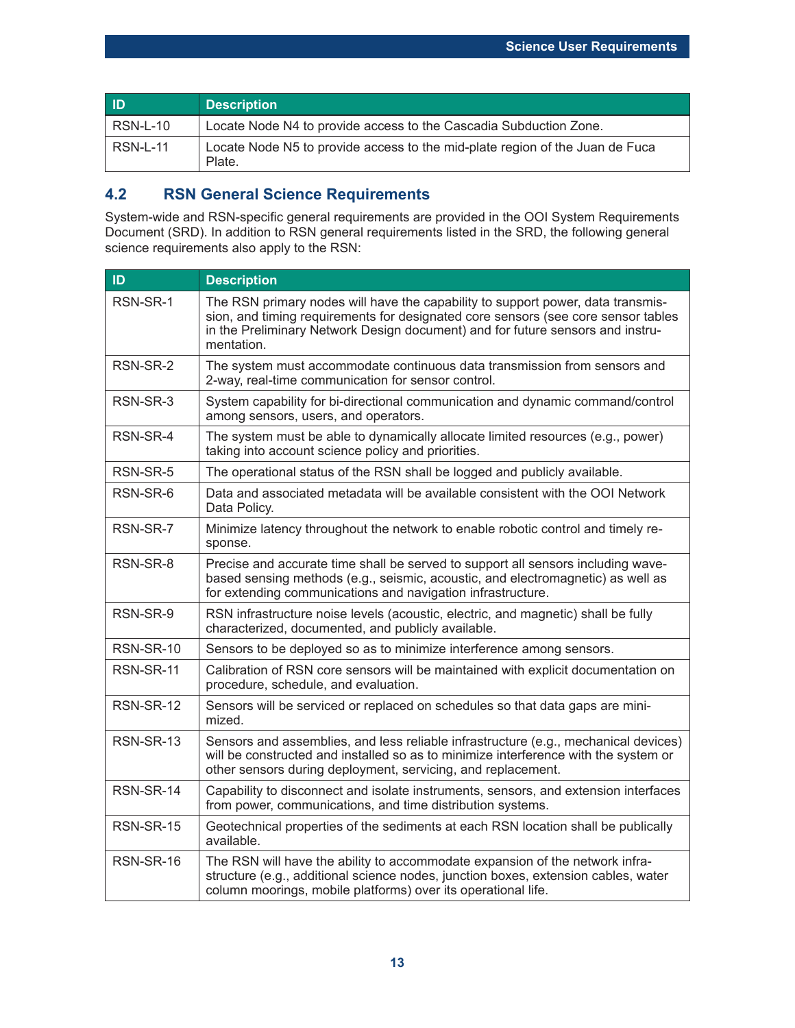| ID | Description |
|---|---|
| RSN-L-10 | Locate Node N4 to provide access to the Cascadia Subduction Zone. |
| RSN-L-11 | Locate Node N5 to provide access to the mid-plate region of the Juan de Fuca Plate. |

## 4.2 RSN General Science Requirements

System-wide and RSN-specific general requirements are provided in the OOI System Requirements Document (SRD). In addition to RSN general requirements listed in the SRD, the following general science requirements also apply to the RSN:

| ID | Description |
|---|---|
| RSN-SR-1 | The RSN primary nodes will have the capability to support power, data transmission, and timing requirements for designated core sensors (see core sensor tables in the Preliminary Network Design document) and for future sensors and instrumentation. |
| RSN-SR-2 | The system must accommodate continuous data transmission from sensors and 2-way, real-time communication for sensor control. |
| RSN-SR-3 | System capability for bi-directional communication and dynamic command/control among sensors, users, and operators. |
| RSN-SR-4 | The system must be able to dynamically allocate limited resources (e.g., power) taking into account science policy and priorities. |
| RSN-SR-5 | The operational status of the RSN shall be logged and publicly available. |
| RSN-SR-6 | Data and associated metadata will be available consistent with the OOI Network Data Policy. |
| RSN-SR-7 | Minimize latency throughout the network to enable robotic control and timely response. |
| RSN-SR-8 | Precise and accurate time shall be served to support all sensors including wave-based sensing methods (e.g., seismic, acoustic, and electromagnetic) as well as for extending communications and navigation infrastructure. |
| RSN-SR-9 | RSN infrastructure noise levels (acoustic, electric, and magnetic) shall be fully characterized, documented, and publicly available. |
| RSN-SR-10 | Sensors to be deployed so as to minimize interference among sensors. |
| RSN-SR-11 | Calibration of RSN core sensors will be maintained with explicit documentation on procedure, schedule, and evaluation. |
| RSN-SR-12 | Sensors will be serviced or replaced on schedules so that data gaps are minimized. |
| RSN-SR-13 | Sensors and assemblies, and less reliable infrastructure (e.g., mechanical devices) will be constructed and installed so as to minimize interference with the system or other sensors during deployment, servicing, and replacement. |
| RSN-SR-14 | Capability to disconnect and isolate instruments, sensors, and extension interfaces from power, communications, and time distribution systems. |
| RSN-SR-15 | Geotechnical properties of the sediments at each RSN location shall be publically available. |
| RSN-SR-16 | The RSN will have the ability to accommodate expansion of the network infrastructure (e.g., additional science nodes, junction boxes, extension cables, water column moorings, mobile platforms) over its operational life. |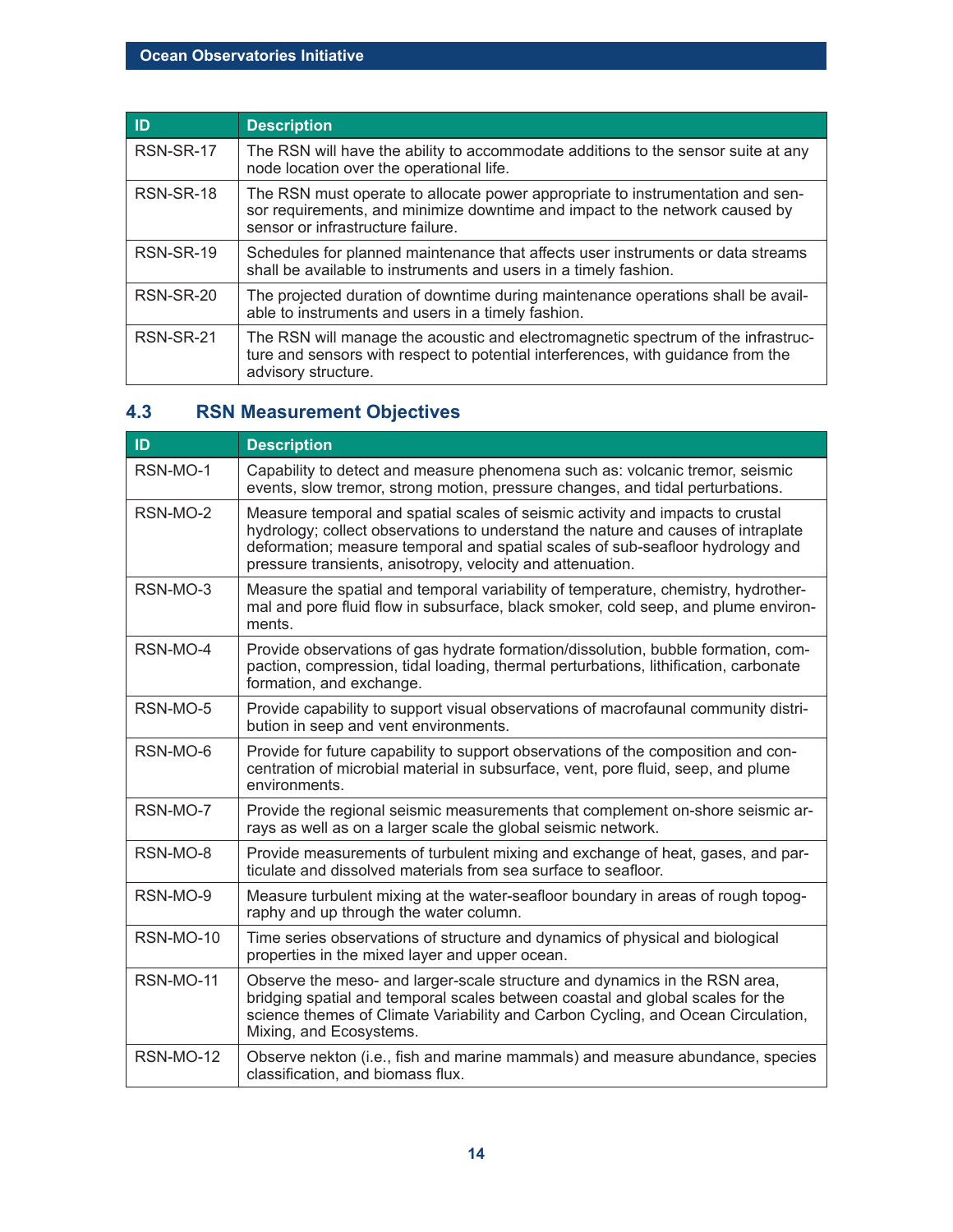| ID | Description |
| --- | --- |
| RSN-SR-17 | The RSN will have the ability to accommodate additions to the sensor suite at any node location over the operational life. |
| RSN-SR-18 | The RSN must operate to allocate power appropriate to instrumentation and sensor requirements, and minimize downtime and impact to the network caused by sensor or infrastructure failure. |
| RSN-SR-19 | Schedules for planned maintenance that affects user instruments or data streams shall be available to instruments and users in a timely fashion. |
| RSN-SR-20 | The projected duration of downtime during maintenance operations shall be available to instruments and users in a timely fashion. |
| RSN-SR-21 | The RSN will manage the acoustic and electromagnetic spectrum of the infrastructure and sensors with respect to potential interferences, with guidance from the advisory structure. |

## 4.3 RSN Measurement Objectives

| ID | Description |
| --- | --- |
| RSN-MO-1 | Capability to detect and measure phenomena such as: volcanic tremor, seismic events, slow tremor, strong motion, pressure changes, and tidal perturbations. |
| RSN-MO-2 | Measure temporal and spatial scales of seismic activity and impacts to crustal hydrology; collect observations to understand the nature and causes of intraplate deformation; measure temporal and spatial scales of sub-seafloor hydrology and pressure transients, anisotropy, velocity and attenuation. |
| RSN-MO-3 | Measure the spatial and temporal variability of temperature, chemistry, hydrothermal and pore fluid flow in subsurface, black smoker, cold seep, and plume environments. |
| RSN-MO-4 | Provide observations of gas hydrate formation/dissolution, bubble formation, compaction, compression, tidal loading, thermal perturbations, lithification, carbonate formation, and exchange. |
| RSN-MO-5 | Provide capability to support visual observations of macrofaunal community distribution in seep and vent environments. |
| RSN-MO-6 | Provide for future capability to support observations of the composition and concentration of microbial material in subsurface, vent, pore fluid, seep, and plume environments. |
| RSN-MO-7 | Provide the regional seismic measurements that complement on-shore seismic arrays as well as on a larger scale the global seismic network. |
| RSN-MO-8 | Provide measurements of turbulent mixing and exchange of heat, gases, and particulate and dissolved materials from sea surface to seafloor. |
| RSN-MO-9 | Measure turbulent mixing at the water-seafloor boundary in areas of rough topography and up through the water column. |
| RSN-MO-10 | Time series observations of structure and dynamics of physical and biological properties in the mixed layer and upper ocean. |
| RSN-MO-11 | Observe the meso- and larger-scale structure and dynamics in the RSN area, bridging spatial and temporal scales between coastal and global scales for the science themes of Climate Variability and Carbon Cycling, and Ocean Circulation, Mixing, and Ecosystems. |
| RSN-MO-12 | Observe nekton (i.e., fish and marine mammals) and measure abundance, species classification, and biomass flux. |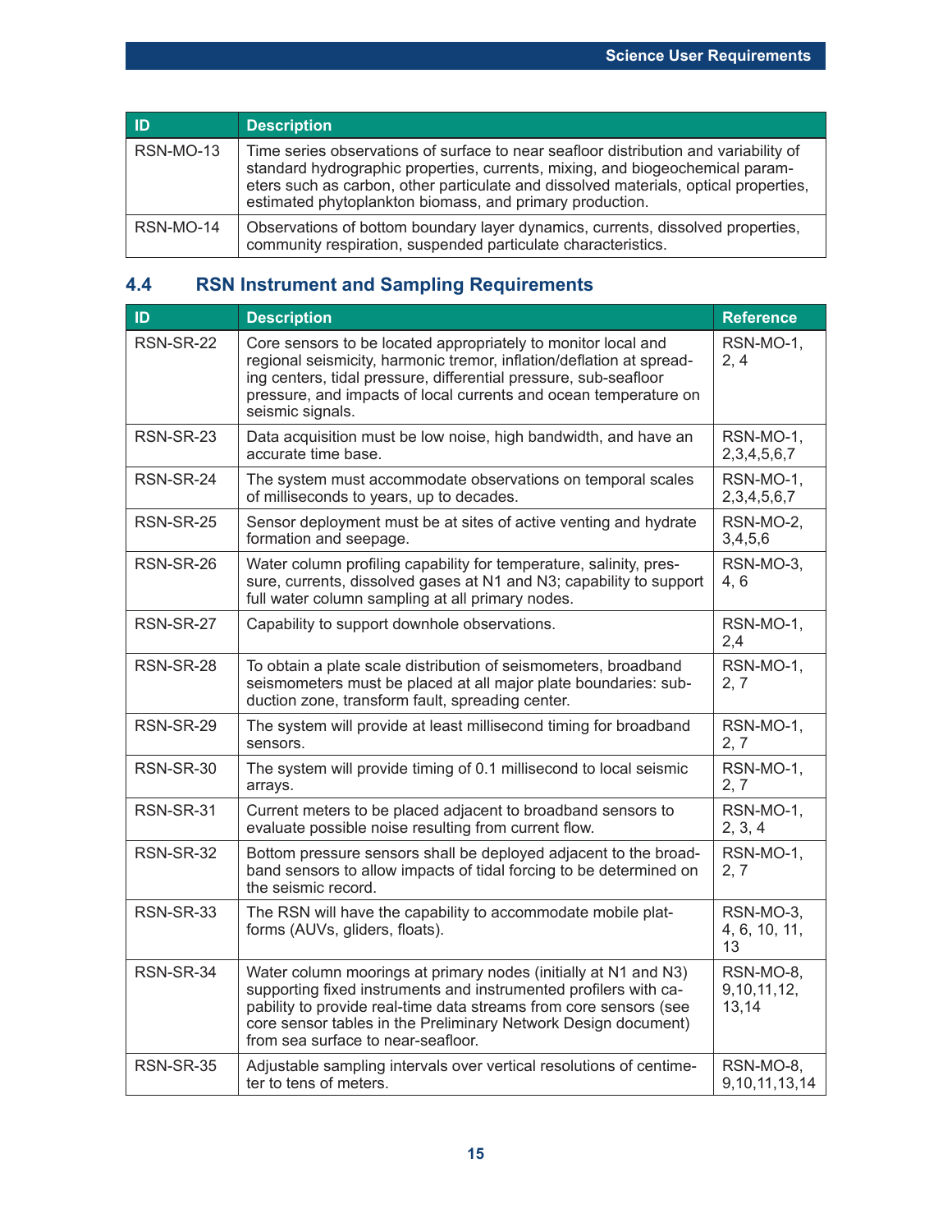| ID | Description |
|---|---|
| RSN-MO-13 | Time series observations of surface to near seafloor distribution and variability of standard hydrographic properties, currents, mixing, and biogeochemical parameters such as carbon, other particulate and dissolved materials, optical properties, estimated phytoplankton biomass, and primary production. |
| RSN-MO-14 | Observations of bottom boundary layer dynamics, currents, dissolved properties, community respiration, suspended particulate characteristics. |

## 4.4 RSN Instrument and Sampling Requirements

| ID | Description | Reference |
|---|---|---|
| RSN-SR-22 | Core sensors to be located appropriately to monitor local and regional seismicity, harmonic tremor, inflation/deflation at spreading centers, tidal pressure, differential pressure, sub-seafloor pressure, and impacts of local currents and ocean temperature on seismic signals. | RSN-MO-1, 2, 4 |
| RSN-SR-23 | Data acquisition must be low noise, high bandwidth, and have an accurate time base. | RSN-MO-1, 2,3,4,5,6,7 |
| RSN-SR-24 | The system must accommodate observations on temporal scales of milliseconds to years, up to decades. | RSN-MO-1, 2,3,4,5,6,7 |
| RSN-SR-25 | Sensor deployment must be at sites of active venting and hydrate formation and seepage. | RSN-MO-2, 3,4,5,6 |
| RSN-SR-26 | Water column profiling capability for temperature, salinity, pressure, currents, dissolved gases at N1 and N3; capability to support full water column sampling at all primary nodes. | RSN-MO-3, 4, 6 |
| RSN-SR-27 | Capability to support downhole observations. | RSN-MO-1, 2,4 |
| RSN-SR-28 | To obtain a plate scale distribution of seismometers, broadband seismometers must be placed at all major plate boundaries: subduction zone, transform fault, spreading center. | RSN-MO-1, 2, 7 |
| RSN-SR-29 | The system will provide at least millisecond timing for broadband sensors. | RSN-MO-1, 2, 7 |
| RSN-SR-30 | The system will provide timing of 0.1 millisecond to local seismic arrays. | RSN-MO-1, 2, 7 |
| RSN-SR-31 | Current meters to be placed adjacent to broadband sensors to evaluate possible noise resulting from current flow. | RSN-MO-1, 2, 3, 4 |
| RSN-SR-32 | Bottom pressure sensors shall be deployed adjacent to the broadband sensors to allow impacts of tidal forcing to be determined on the seismic record. | RSN-MO-1, 2, 7 |
| RSN-SR-33 | The RSN will have the capability to accommodate mobile platforms (AUVs, gliders, floats). | RSN-MO-3, 4, 6, 10, 11, 13 |
| RSN-SR-34 | Water column moorings at primary nodes (initially at N1 and N3) supporting fixed instruments and instrumented profilers with capability to provide real-time data streams from core sensors (see core sensor tables in the Preliminary Network Design document) from sea surface to near-seafloor. | RSN-MO-8, 9,10,11,12, 13,14 |
| RSN-SR-35 | Adjustable sampling intervals over vertical resolutions of centimeter to tens of meters. | RSN-MO-8, 9,10,11,13,14 |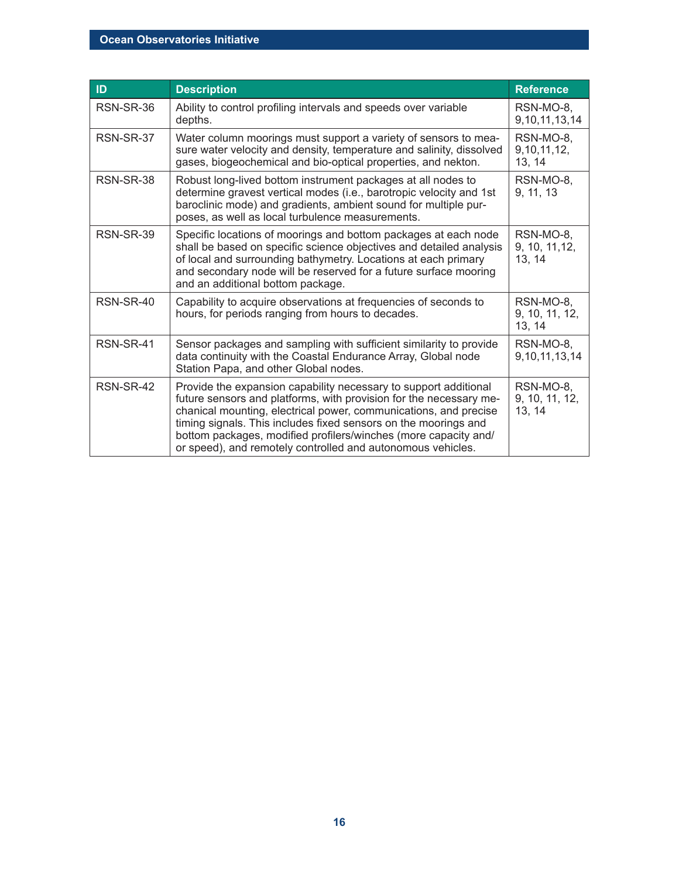| ID | Description | Reference |
| --- | --- | --- |
| RSN-SR-36 | Ability to control profiling intervals and speeds over variable depths. | RSN-MO-8, 9,10,11,13,14 |
| RSN-SR-37 | Water column moorings must support a variety of sensors to measure water velocity and density, temperature and salinity, dissolved gases, biogeochemical and bio-optical properties, and nekton. | RSN-MO-8, 9,10,11,12, 13, 14 |
| RSN-SR-38 | Robust long-lived bottom instrument packages at all nodes to determine gravest vertical modes (i.e., barotropic velocity and 1st baroclinic mode) and gradients, ambient sound for multiple purposes, as well as local turbulence measurements. | RSN-MO-8, 9, 11, 13 |
| RSN-SR-39 | Specific locations of moorings and bottom packages at each node shall be based on specific science objectives and detailed analysis of local and surrounding bathymetry. Locations at each primary and secondary node will be reserved for a future surface mooring and an additional bottom package. | RSN-MO-8, 9, 10, 11,12, 13, 14 |
| RSN-SR-40 | Capability to acquire observations at frequencies of seconds to hours, for periods ranging from hours to decades. | RSN-MO-8, 9, 10, 11, 12, 13, 14 |
| RSN-SR-41 | Sensor packages and sampling with sufficient similarity to provide data continuity with the Coastal Endurance Array, Global node Station Papa, and other Global nodes. | RSN-MO-8, 9,10,11,13,14 |
| RSN-SR-42 | Provide the expansion capability necessary to support additional future sensors and platforms, with provision for the necessary mechanical mounting, electrical power, communications, and precise timing signals. This includes fixed sensors on the moorings and bottom packages, modified profilers/winches (more capacity and/or speed), and remotely controlled and autonomous vehicles. | RSN-MO-8, 9, 10, 11, 12, 13, 14 |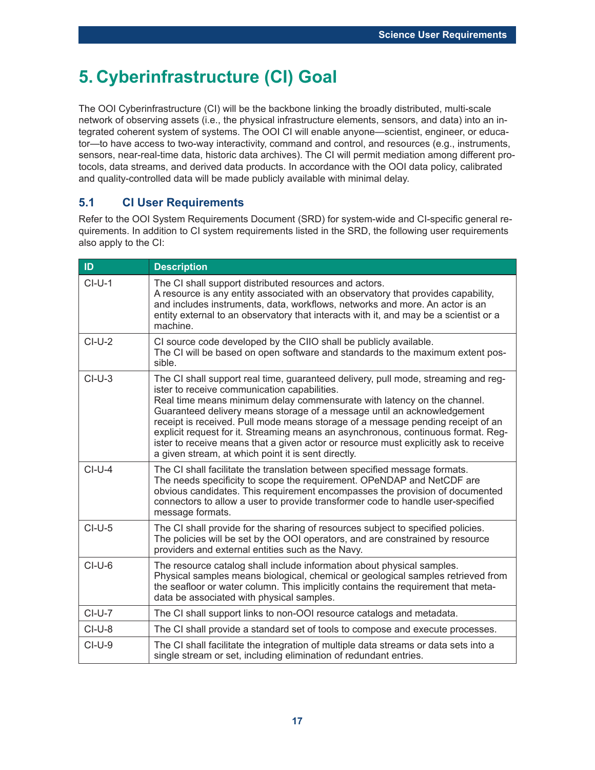# 5. Cyberinfrastructure (CI) Goal

The OOI Cyberinfrastructure (CI) will be the backbone linking the broadly distributed, multi-scale network of observing assets (i.e., the physical infrastructure elements, sensors, and data) into an integrated coherent system of systems. The OOI CI will enable anyone—scientist, engineer, or educator—to have access to two-way interactivity, command and control, and resources (e.g., instruments, sensors, near-real-time data, historic data archives). The CI will permit mediation among different protocols, data streams, and derived data products. In accordance with the OOI data policy, calibrated and quality-controlled data will be made publicly available with minimal delay.

## 5.1 CI User Requirements

Refer to the OOI System Requirements Document (SRD) for system-wide and CI-specific general requirements. In addition to CI system requirements listed in the SRD, the following user requirements also apply to the CI:

| ID | Description |
|---|---|
| CI-U-1 | The CI shall support distributed resources and actors.<br>A resource is any entity associated with an observatory that provides capability, and includes instruments, data, workflows, networks and more. An actor is an entity external to an observatory that interacts with it, and may be a scientist or a machine. |
| CI-U-2 | CI source code developed by the CIIO shall be publicly available.<br>The CI will be based on open software and standards to the maximum extent possible. |
| CI-U-3 | The CI shall support real time, guaranteed delivery, pull mode, streaming and register to receive communication capabilities.<br>Real time means minimum delay commensurate with latency on the channel. Guaranteed delivery means storage of a message until an acknowledgement receipt is received. Pull mode means storage of a message pending receipt of an explicit request for it. Streaming means an asynchronous, continuous format. Register to receive means that a given actor or resource must explicitly ask to receive a given stream, at which point it is sent directly. |
| CI-U-4 | The CI shall facilitate the translation between specified message formats.<br>The needs specificity to scope the requirement. OPeNDAP and NetCDF are obvious candidates. This requirement encompasses the provision of documented connectors to allow a user to provide transformer code to handle user-specified message formats. |
| CI-U-5 | The CI shall provide for the sharing of resources subject to specified policies.<br>The policies will be set by the OOI operators, and are constrained by resource providers and external entities such as the Navy. |
| CI-U-6 | The resource catalog shall include information about physical samples.<br>Physical samples means biological, chemical or geological samples retrieved from the seafloor or water column. This implicitly contains the requirement that metadata be associated with physical samples. |
| CI-U-7 | The CI shall support links to non-OOI resource catalogs and metadata. |
| CI-U-8 | The CI shall provide a standard set of tools to compose and execute processes. |
| CI-U-9 | The CI shall facilitate the integration of multiple data streams or data sets into a single stream or set, including elimination of redundant entries. |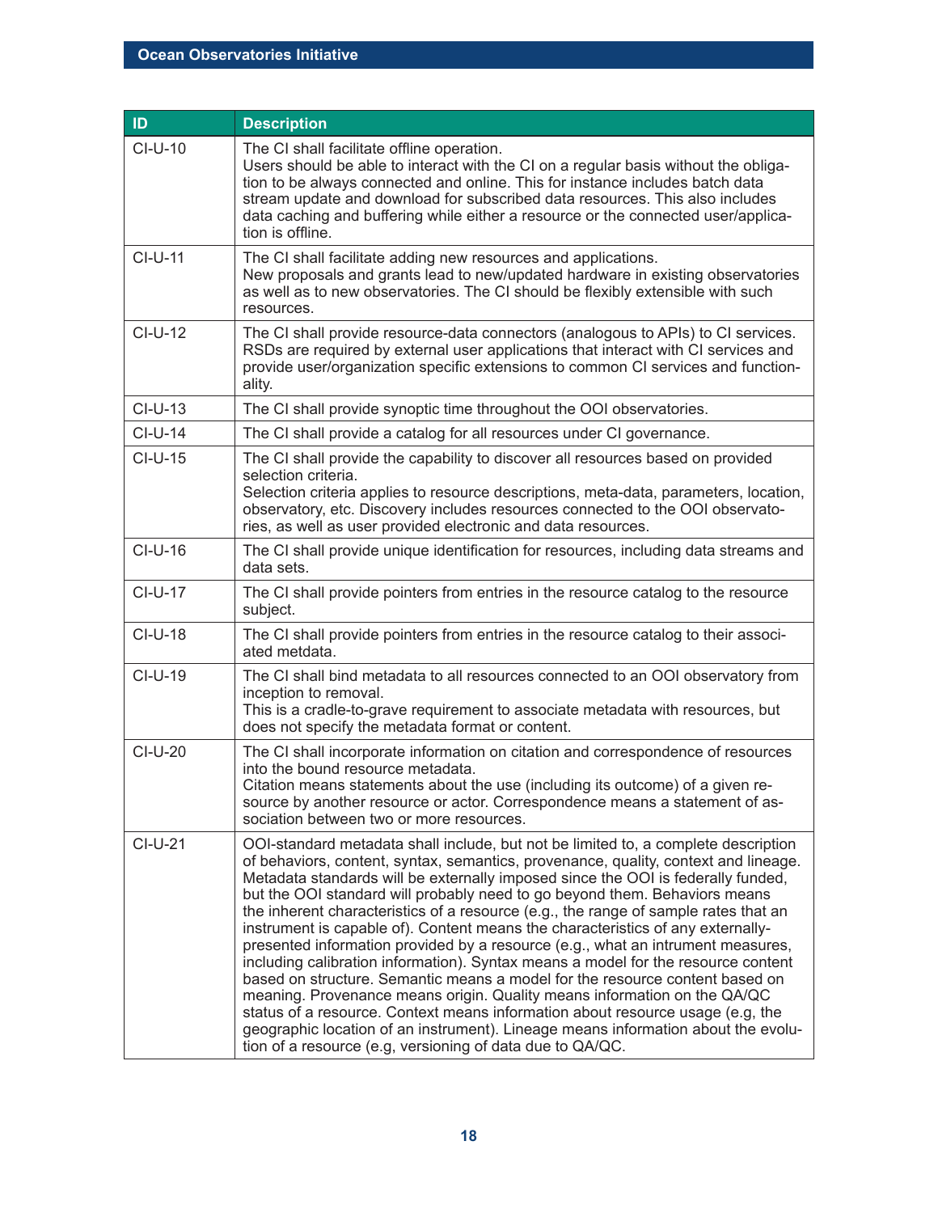| ID | Description |
|---|---|
| CI-U-10 | The CI shall facilitate offline operation.<br>Users should be able to interact with the CI on a regular basis without the obligation to be always connected and online. This for instance includes batch data stream update and download for subscribed data resources. This also includes data caching and buffering while either a resource or the connected user/application is offline. |
| CI-U-11 | The CI shall facilitate adding new resources and applications.<br>New proposals and grants lead to new/updated hardware in existing observatories as well as to new observatories. The CI should be flexibly extensible with such resources. |
| CI-U-12 | The CI shall provide resource-data connectors (analogous to APIs) to CI services.<br>RSDs are required by external user applications that interact with CI services and provide user/organization specific extensions to common CI services and functionality. |
| CI-U-13 | The CI shall provide synoptic time throughout the OOI observatories. |
| CI-U-14 | The CI shall provide a catalog for all resources under CI governance. |
| CI-U-15 | The CI shall provide the capability to discover all resources based on provided selection criteria.<br>Selection criteria applies to resource descriptions, meta-data, parameters, location, observatory, etc. Discovery includes resources connected to the OOI observatories, as well as user provided electronic and data resources. |
| CI-U-16 | The CI shall provide unique identification for resources, including data streams and data sets. |
| CI-U-17 | The CI shall provide pointers from entries in the resource catalog to the resource subject. |
| CI-U-18 | The CI shall provide pointers from entries in the resource catalog to their associated metdata. |
| CI-U-19 | The CI shall bind metadata to all resources connected to an OOI observatory from inception to removal.<br>This is a cradle-to-grave requirement to associate metadata with resources, but does not specify the metadata format or content. |
| CI-U-20 | The CI shall incorporate information on citation and correspondence of resources into the bound resource metadata.<br>Citation means statements about the use (including its outcome) of a given resource by another resource or actor. Correspondence means a statement of association between two or more resources. |
| CI-U-21 | OOI-standard metadata shall include, but not be limited to, a complete description of behaviors, content, syntax, semantics, provenance, quality, context and lineage. Metadata standards will be externally imposed since the OOI is federally funded, but the OOI standard will probably need to go beyond them. Behaviors means the inherent characteristics of a resource (e.g., the range of sample rates that an instrument is capable of). Content means the characteristics of any externally-presented information provided by a resource (e.g., what an intrument measures, including calibration information). Syntax means a model for the resource content based on structure. Semantic means a model for the resource content based on meaning. Provenance means origin. Quality means information on the QA/QC status of a resource. Context means information about resource usage (e.g, the geographic location of an instrument). Lineage means information about the evolution of a resource (e.g, versioning of data due to QA/QC. |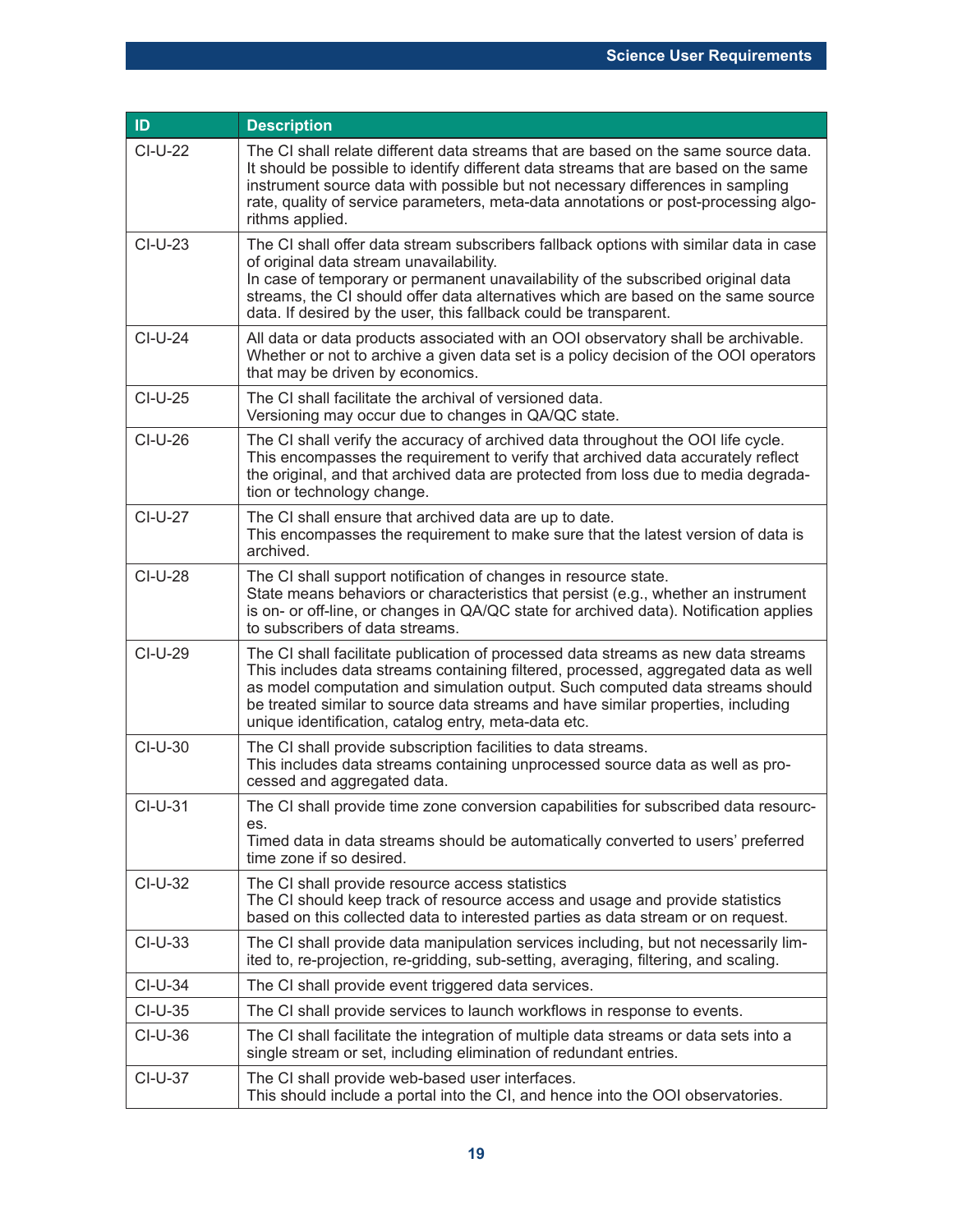| ID | Description |
| --- | --- |
| CI-U-22 | The CI shall relate different data streams that are based on the same source data. It should be possible to identify different data streams that are based on the same instrument source data with possible but not necessary differences in sampling rate, quality of service parameters, meta-data annotations or post-processing algorithms applied. |
| CI-U-23 | The CI shall offer data stream subscribers fallback options with similar data in case of original data stream unavailability. In case of temporary or permanent unavailability of the subscribed original data streams, the CI should offer data alternatives which are based on the same source data. If desired by the user, this fallback could be transparent. |
| CI-U-24 | All data or data products associated with an OOI observatory shall be archivable. Whether or not to archive a given data set is a policy decision of the OOI operators that may be driven by economics. |
| CI-U-25 | The CI shall facilitate the archival of versioned data. Versioning may occur due to changes in QA/QC state. |
| CI-U-26 | The CI shall verify the accuracy of archived data throughout the OOI life cycle. This encompasses the requirement to verify that archived data accurately reflect the original, and that archived data are protected from loss due to media degradation or technology change. |
| CI-U-27 | The CI shall ensure that archived data are up to date. This encompasses the requirement to make sure that the latest version of data is archived. |
| CI-U-28 | The CI shall support notification of changes in resource state. State means behaviors or characteristics that persist (e.g., whether an instrument is on- or off-line, or changes in QA/QC state for archived data). Notification applies to subscribers of data streams. |
| CI-U-29 | The CI shall facilitate publication of processed data streams as new data streams This includes data streams containing filtered, processed, aggregated data as well as model computation and simulation output. Such computed data streams should be treated similar to source data streams and have similar properties, including unique identification, catalog entry, meta-data etc. |
| CI-U-30 | The CI shall provide subscription facilities to data streams. This includes data streams containing unprocessed source data as well as processed and aggregated data. |
| CI-U-31 | The CI shall provide time zone conversion capabilities for subscribed data resources. Timed data in data streams should be automatically converted to users' preferred time zone if so desired. |
| CI-U-32 | The CI shall provide resource access statistics The CI should keep track of resource access and usage and provide statistics based on this collected data to interested parties as data stream or on request. |
| CI-U-33 | The CI shall provide data manipulation services including, but not necessarily limited to, re-projection, re-gridding, sub-setting, averaging, filtering, and scaling. |
| CI-U-34 | The CI shall provide event triggered data services. |
| CI-U-35 | The CI shall provide services to launch workflows in response to events. |
| CI-U-36 | The CI shall facilitate the integration of multiple data streams or data sets into a single stream or set, including elimination of redundant entries. |
| CI-U-37 | The CI shall provide web-based user interfaces. This should include a portal into the CI, and hence into the OOI observatories. |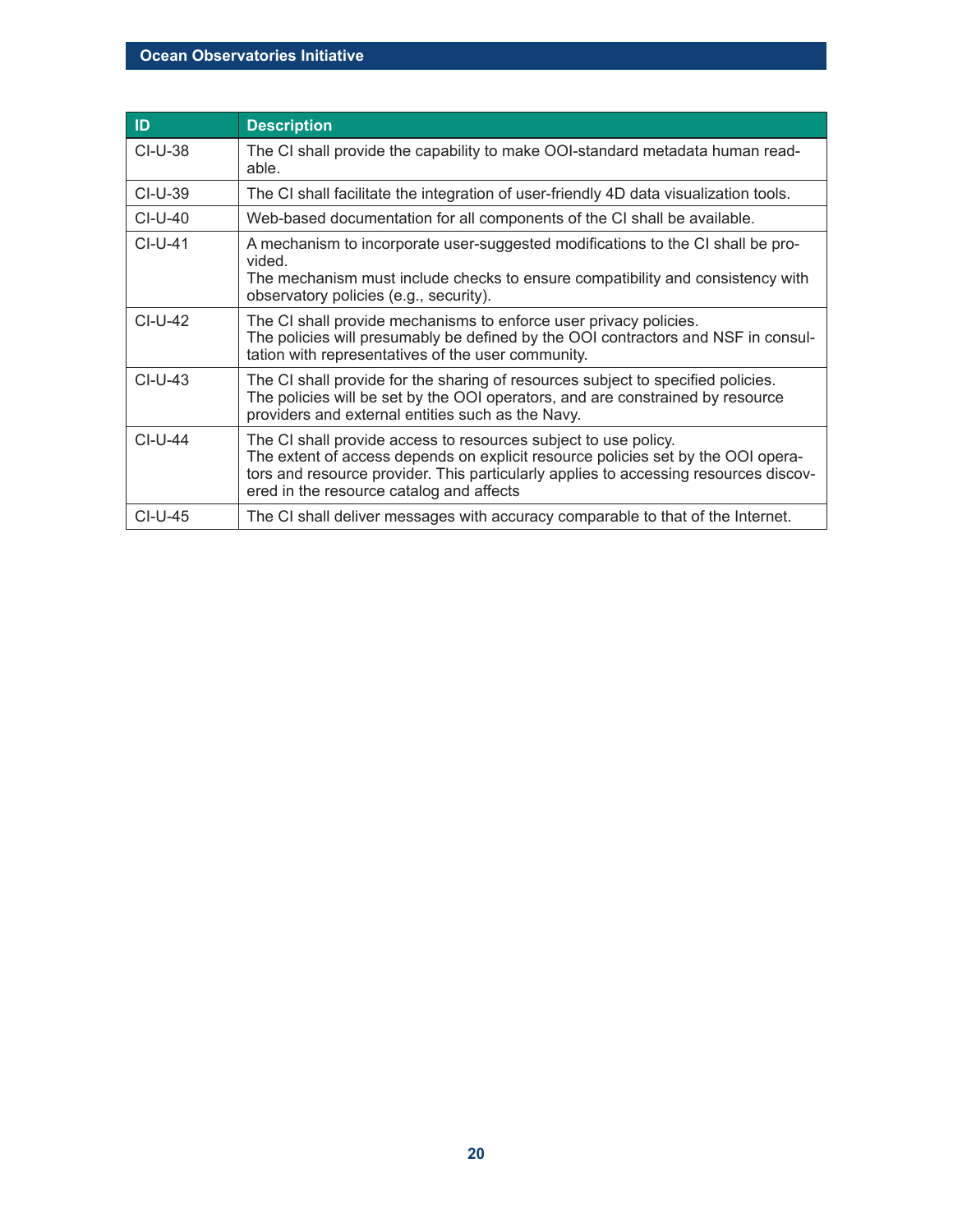| ID | Description |
|---|---|
| CI-U-38 | The CI shall provide the capability to make OOI-standard metadata human readable. |
| CI-U-39 | The CI shall facilitate the integration of user-friendly 4D data visualization tools. |
| CI-U-40 | Web-based documentation for all components of the CI shall be available. |
| CI-U-41 | A mechanism to incorporate user-suggested modifications to the CI shall be provided.<br>The mechanism must include checks to ensure compatibility and consistency with observatory policies (e.g., security). |
| CI-U-42 | The CI shall provide mechanisms to enforce user privacy policies.<br>The policies will presumably be defined by the OOI contractors and NSF in consultation with representatives of the user community. |
| CI-U-43 | The CI shall provide for the sharing of resources subject to specified policies.<br>The policies will be set by the OOI operators, and are constrained by resource providers and external entities such as the Navy. |
| CI-U-44 | The CI shall provide access to resources subject to use policy.<br>The extent of access depends on explicit resource policies set by the OOI operators and resource provider. This particularly applies to accessing resources discovered in the resource catalog and affects |
| CI-U-45 | The CI shall deliver messages with accuracy comparable to that of the Internet. |